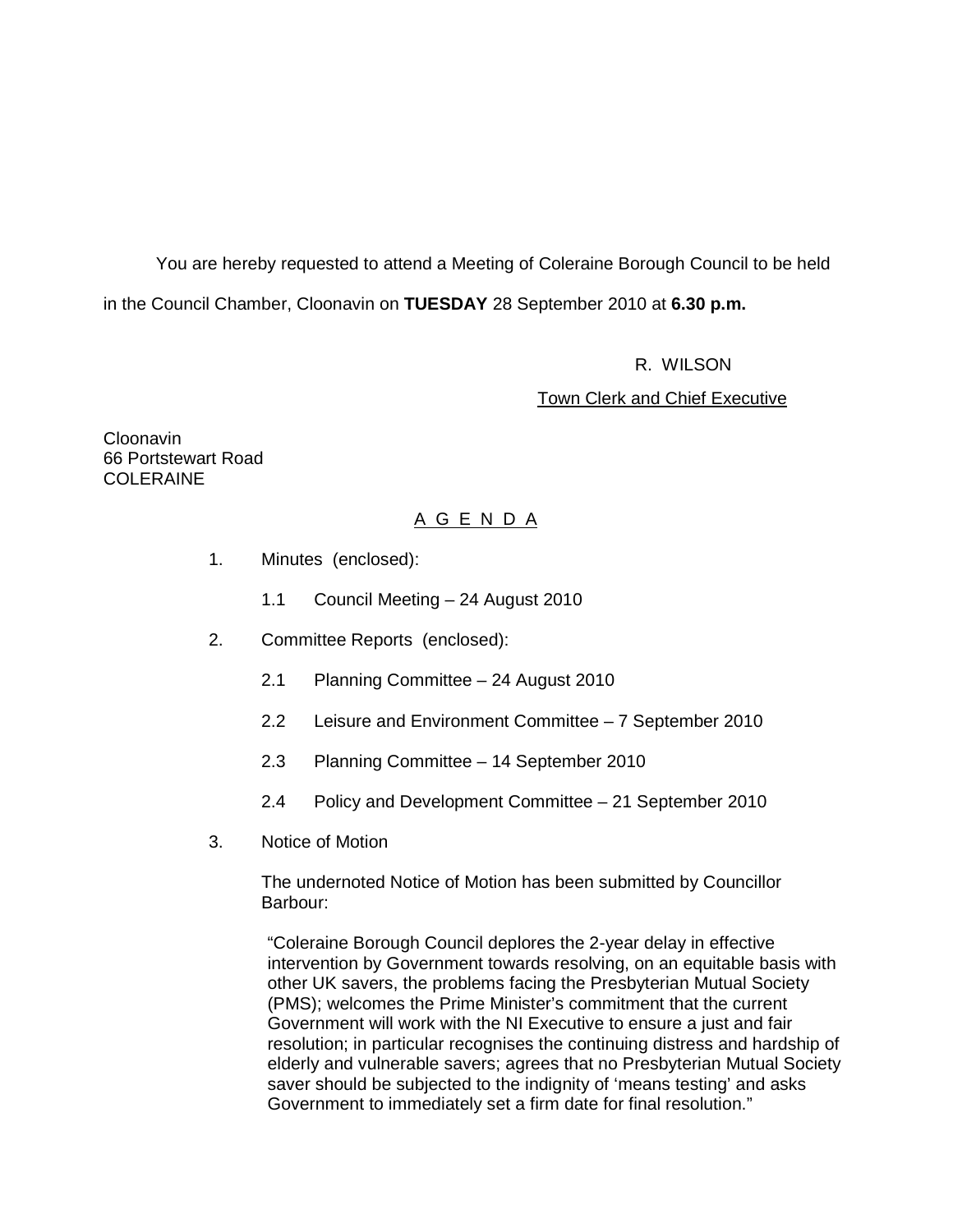You are hereby requested to attend a Meeting of Coleraine Borough Council to be held in the Council Chamber, Cloonavin on **TUESDAY** 28 September 2010 at **6.30 p.m.**

R. WILSON

Town Clerk and Chief Executive

Cloonavin
66 Portstewart Road
COLERAINE

## A G E N D A

1. Minutes (enclosed):

   1.1 Council Meeting – 24 August 2010

2. Committee Reports (enclosed):

   2.1 Planning Committee – 24 August 2010

   2.2 Leisure and Environment Committee – 7 September 2010

   2.3 Planning Committee – 14 September 2010

   2.4 Policy and Development Committee – 21 September 2010

3. Notice of Motion

   The undernoted Notice of Motion has been submitted by Councillor Barbour:

   "Coleraine Borough Council deplores the 2-year delay in effective intervention by Government towards resolving, on an equitable basis with other UK savers, the problems facing the Presbyterian Mutual Society (PMS); welcomes the Prime Minister's commitment that the current Government will work with the NI Executive to ensure a just and fair resolution; in particular recognises the continuing distress and hardship of elderly and vulnerable savers; agrees that no Presbyterian Mutual Society saver should be subjected to the indignity of 'means testing' and asks Government to immediately set a firm date for final resolution."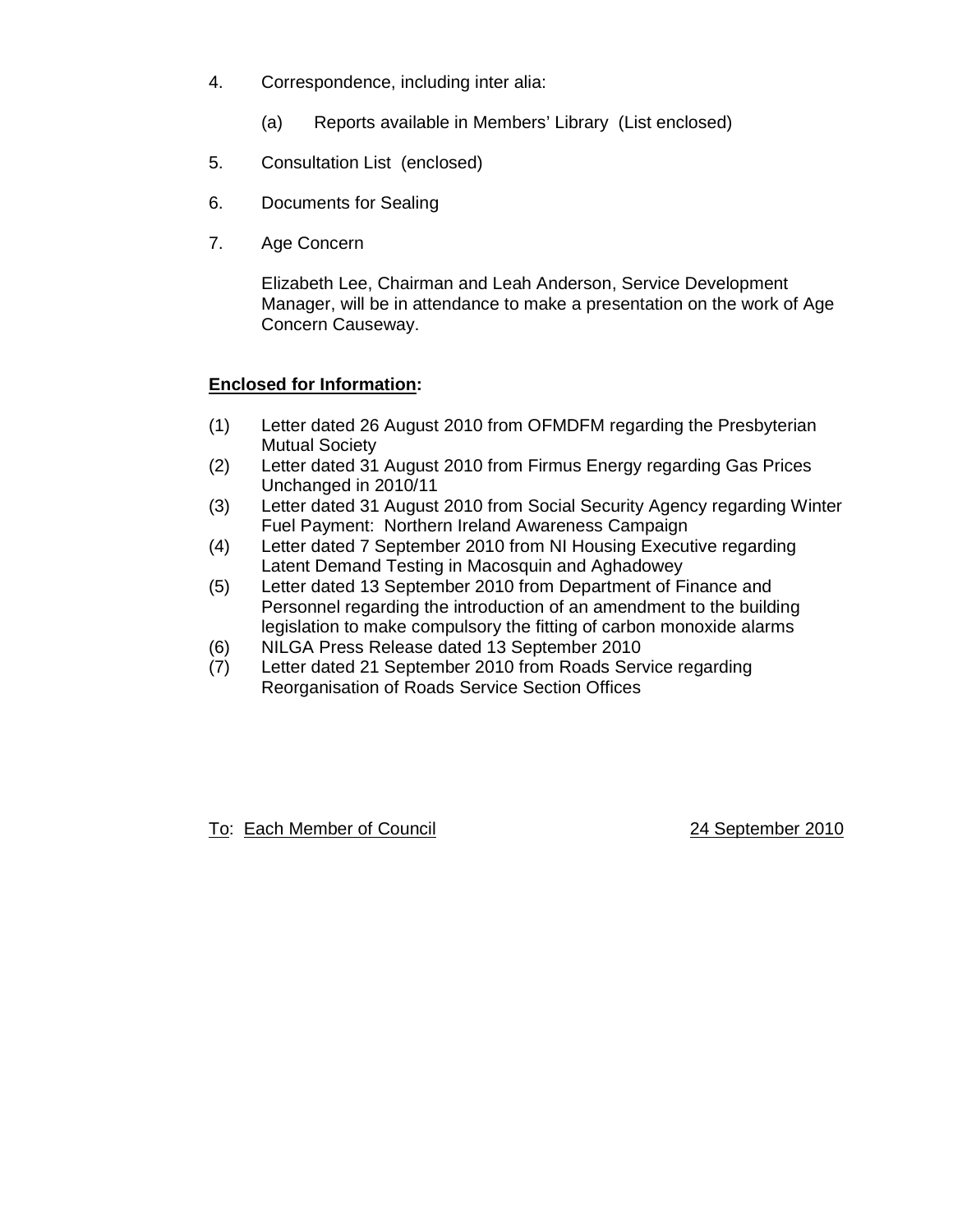4. Correspondence, including inter alia:

   (a) Reports available in Members' Library (List enclosed)

5. Consultation List (enclosed)

6. Documents for Sealing

7. Age Concern

   Elizabeth Lee, Chairman and Leah Anderson, Service Development Manager, will be in attendance to make a presentation on the work of Age Concern Causeway.

**Enclosed for Information:**

(1) Letter dated 26 August 2010 from OFMDFM regarding the Presbyterian Mutual Society
(2) Letter dated 31 August 2010 from Firmus Energy regarding Gas Prices Unchanged in 2010/11
(3) Letter dated 31 August 2010 from Social Security Agency regarding Winter Fuel Payment: Northern Ireland Awareness Campaign
(4) Letter dated 7 September 2010 from NI Housing Executive regarding Latent Demand Testing in Macosquin and Aghadowey
(5) Letter dated 13 September 2010 from Department of Finance and Personnel regarding the introduction of an amendment to the building legislation to make compulsory the fitting of carbon monoxide alarms
(6) NILGA Press Release dated 13 September 2010
(7) Letter dated 21 September 2010 from Roads Service regarding Reorganisation of Roads Service Section Offices

To: Each Member of Council 24 September 2010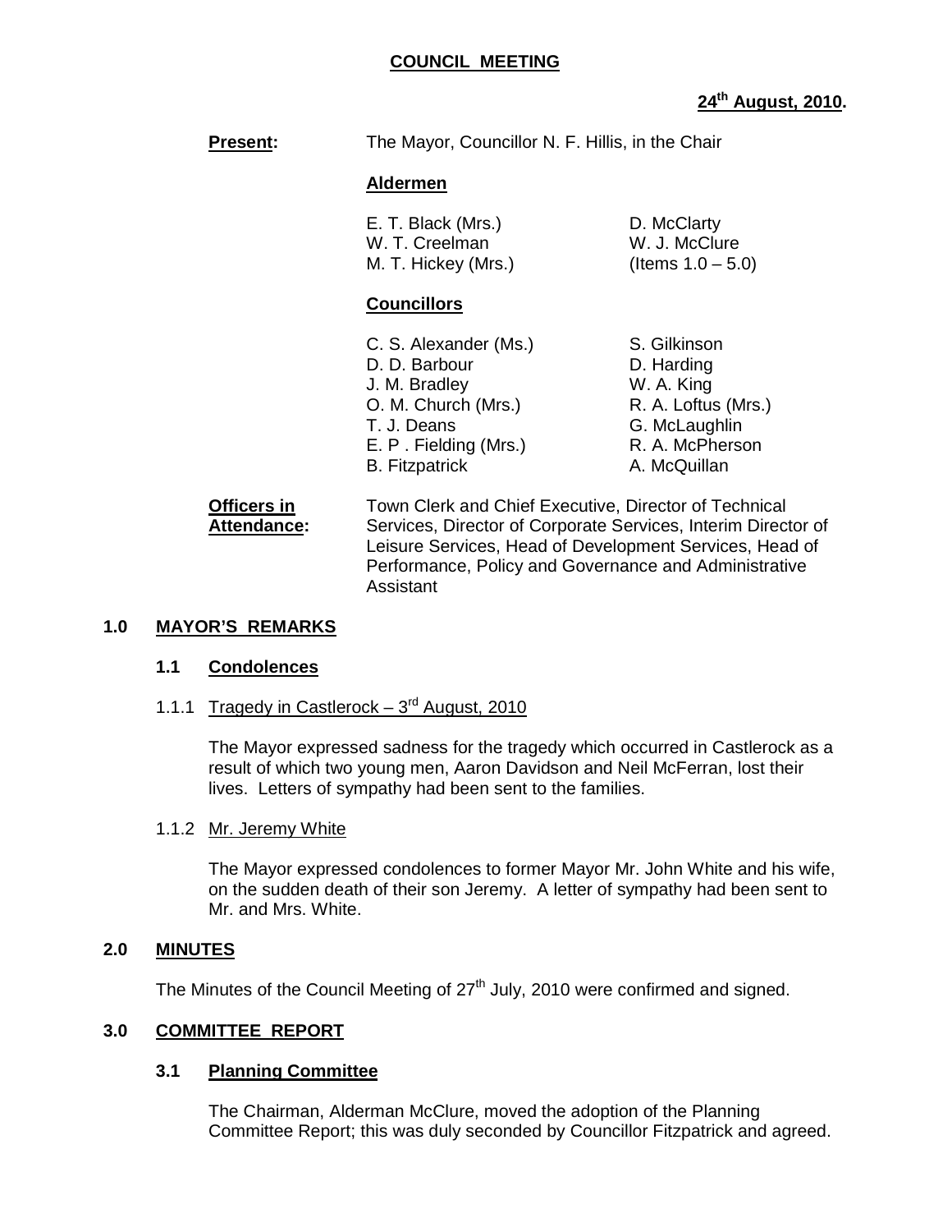**COUNCIL MEETING**

**24th August, 2010.**

**Present:** The Mayor, Councillor N. F. Hillis, in the Chair

**Aldermen**

| | |
|---|---|
| E. T. Black (Mrs.) | D. McClarty |
| W. T. Creelman | W. J. McClure |
| M. T. Hickey (Mrs.) | (Items 1.0 – 5.0) |

**Councillors**

| | |
|---|---|
| C. S. Alexander (Ms.) | S. Gilkinson |
| D. D. Barbour | D. Harding |
| J. M. Bradley | W. A. King |
| O. M. Church (Mrs.) | R. A. Loftus (Mrs.) |
| T. J. Deans | G. McLaughlin |
| E. P . Fielding (Mrs.) | R. A. McPherson |
| B. Fitzpatrick | A. McQuillan |

**Officers in Attendance:** Town Clerk and Chief Executive, Director of Technical Services, Director of Corporate Services, Interim Director of Leisure Services, Head of Development Services, Head of Performance, Policy and Governance and Administrative Assistant

## 1.0 MAYOR'S REMARKS

### 1.1 Condolences

1.1.1 Tragedy in Castlerock – 3rd August, 2010

The Mayor expressed sadness for the tragedy which occurred in Castlerock as a result of which two young men, Aaron Davidson and Neil McFerran, lost their lives. Letters of sympathy had been sent to the families.

1.1.2 Mr. Jeremy White

The Mayor expressed condolences to former Mayor Mr. John White and his wife, on the sudden death of their son Jeremy. A letter of sympathy had been sent to Mr. and Mrs. White.

## 2.0 MINUTES

The Minutes of the Council Meeting of 27th July, 2010 were confirmed and signed.

## 3.0 COMMITTEE REPORT

### 3.1 Planning Committee

The Chairman, Alderman McClure, moved the adoption of the Planning Committee Report; this was duly seconded by Councillor Fitzpatrick and agreed.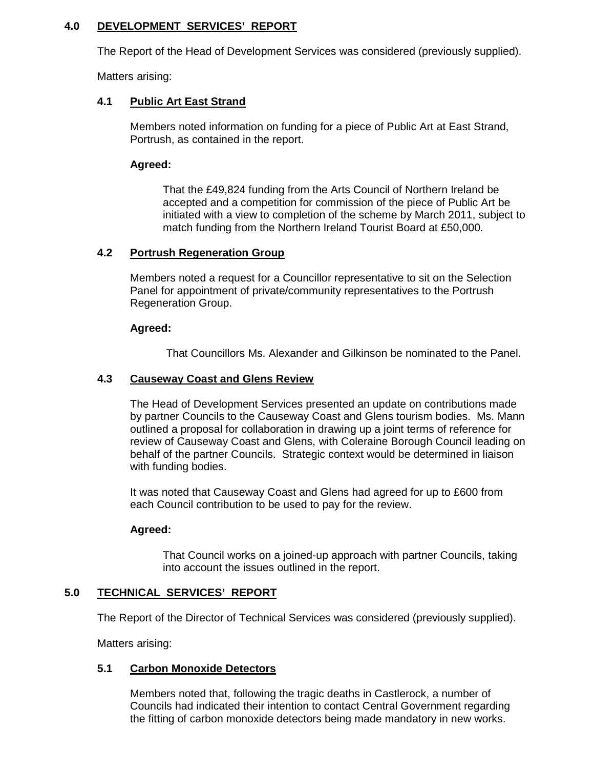## 4.0 DEVELOPMENT SERVICES' REPORT

The Report of the Head of Development Services was considered (previously supplied).

Matters arising:

### 4.1 Public Art East Strand

Members noted information on funding for a piece of Public Art at East Strand, Portrush, as contained in the report.

**Agreed:**

That the £49,824 funding from the Arts Council of Northern Ireland be accepted and a competition for commission of the piece of Public Art be initiated with a view to completion of the scheme by March 2011, subject to match funding from the Northern Ireland Tourist Board at £50,000.

### 4.2 Portrush Regeneration Group

Members noted a request for a Councillor representative to sit on the Selection Panel for appointment of private/community representatives to the Portrush Regeneration Group.

**Agreed:**

That Councillors Ms. Alexander and Gilkinson be nominated to the Panel.

### 4.3 Causeway Coast and Glens Review

The Head of Development Services presented an update on contributions made by partner Councils to the Causeway Coast and Glens tourism bodies. Ms. Mann outlined a proposal for collaboration in drawing up a joint terms of reference for review of Causeway Coast and Glens, with Coleraine Borough Council leading on behalf of the partner Councils. Strategic context would be determined in liaison with funding bodies.

It was noted that Causeway Coast and Glens had agreed for up to £600 from each Council contribution to be used to pay for the review.

**Agreed:**

That Council works on a joined-up approach with partner Councils, taking into account the issues outlined in the report.

## 5.0 TECHNICAL SERVICES' REPORT

The Report of the Director of Technical Services was considered (previously supplied).

Matters arising:

### 5.1 Carbon Monoxide Detectors

Members noted that, following the tragic deaths in Castlerock, a number of Councils had indicated their intention to contact Central Government regarding the fitting of carbon monoxide detectors being made mandatory in new works.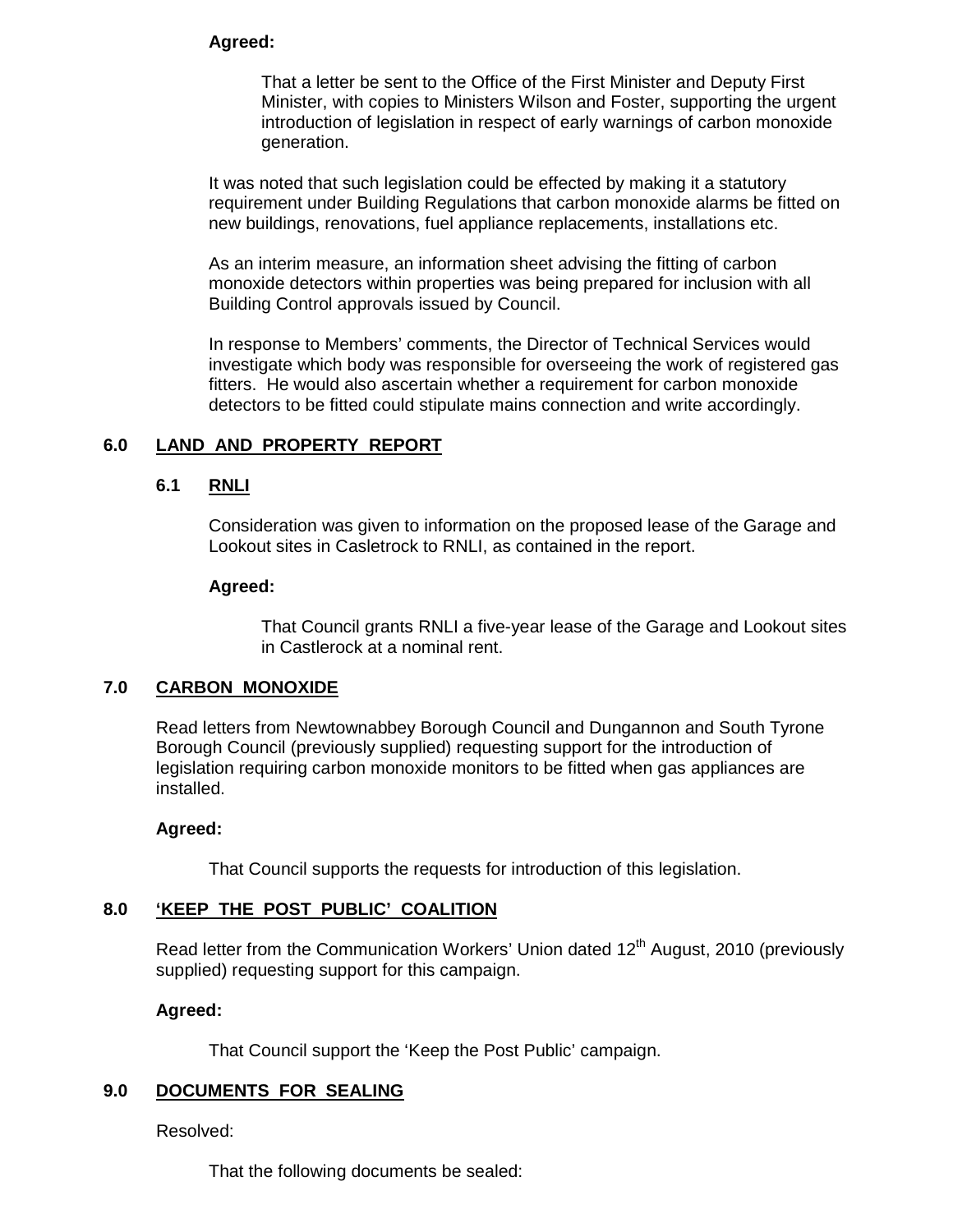**Agreed:**

> That a letter be sent to the Office of the First Minister and Deputy First Minister, with copies to Ministers Wilson and Foster, supporting the urgent introduction of legislation in respect of early warnings of carbon monoxide generation.

It was noted that such legislation could be effected by making it a statutory requirement under Building Regulations that carbon monoxide alarms be fitted on new buildings, renovations, fuel appliance replacements, installations etc.

As an interim measure, an information sheet advising the fitting of carbon monoxide detectors within properties was being prepared for inclusion with all Building Control approvals issued by Council.

In response to Members' comments, the Director of Technical Services would investigate which body was responsible for overseeing the work of registered gas fitters. He would also ascertain whether a requirement for carbon monoxide detectors to be fitted could stipulate mains connection and write accordingly.

## 6.0 LAND AND PROPERTY REPORT

### 6.1 RNLI

Consideration was given to information on the proposed lease of the Garage and Lookout sites in Casletrock to RNLI, as contained in the report.

**Agreed:**

> That Council grants RNLI a five-year lease of the Garage and Lookout sites in Castlerock at a nominal rent.

## 7.0 CARBON MONOXIDE

Read letters from Newtownabbey Borough Council and Dungannon and South Tyrone Borough Council (previously supplied) requesting support for the introduction of legislation requiring carbon monoxide monitors to be fitted when gas appliances are installed.

**Agreed:**

> That Council supports the requests for introduction of this legislation.

## 8.0 'KEEP THE POST PUBLIC' COALITION

Read letter from the Communication Workers' Union dated 12th August, 2010 (previously supplied) requesting support for this campaign.

**Agreed:**

> That Council support the 'Keep the Post Public' campaign.

## 9.0 DOCUMENTS FOR SEALING

Resolved:

> That the following documents be sealed: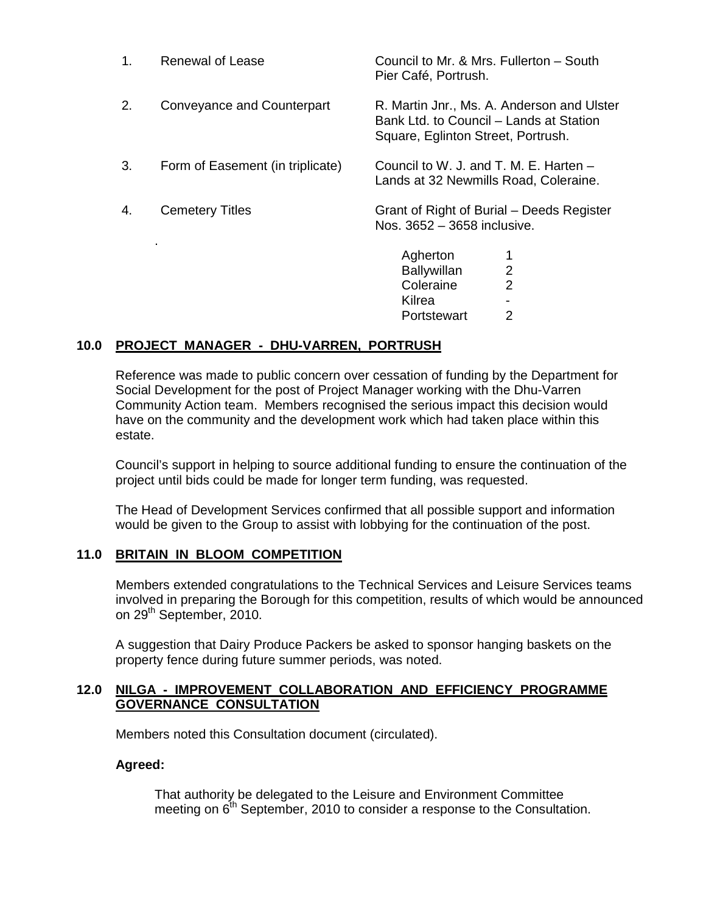| | | |
|---|---|---|
| 1. | Renewal of Lease | Council to Mr. & Mrs. Fullerton – South Pier Café, Portrush. |
| 2. | Conveyance and Counterpart | R. Martin Jnr., Ms. A. Anderson and Ulster Bank Ltd. to Council – Lands at Station Square, Eglinton Street, Portrush. |
| 3. | Form of Easement (in triplicate) | Council to W. J. and T. M. E. Harten – Lands at 32 Newmills Road, Coleraine. |
| 4. | Cemetery Titles | Grant of Right of Burial – Deeds Register Nos. 3652 – 3658 inclusive. |

| | |
|---|---|
| Agherton | 1 |
| Ballywillan | 2 |
| Coleraine | 2 |
| Kilrea | - |
| Portstewart | 2 |

## 10.0 PROJECT MANAGER - DHU-VARREN, PORTRUSH

Reference was made to public concern over cessation of funding by the Department for Social Development for the post of Project Manager working with the Dhu-Varren Community Action team. Members recognised the serious impact this decision would have on the community and the development work which had taken place within this estate.

Council's support in helping to source additional funding to ensure the continuation of the project until bids could be made for longer term funding, was requested.

The Head of Development Services confirmed that all possible support and information would be given to the Group to assist with lobbying for the continuation of the post.

## 11.0 BRITAIN IN BLOOM COMPETITION

Members extended congratulations to the Technical Services and Leisure Services teams involved in preparing the Borough for this competition, results of which would be announced on 29th September, 2010.

A suggestion that Dairy Produce Packers be asked to sponsor hanging baskets on the property fence during future summer periods, was noted.

## 12.0 NILGA - IMPROVEMENT COLLABORATION AND EFFICIENCY PROGRAMME GOVERNANCE CONSULTATION

Members noted this Consultation document (circulated).

**Agreed:**

That authority be delegated to the Leisure and Environment Committee meeting on 6th September, 2010 to consider a response to the Consultation.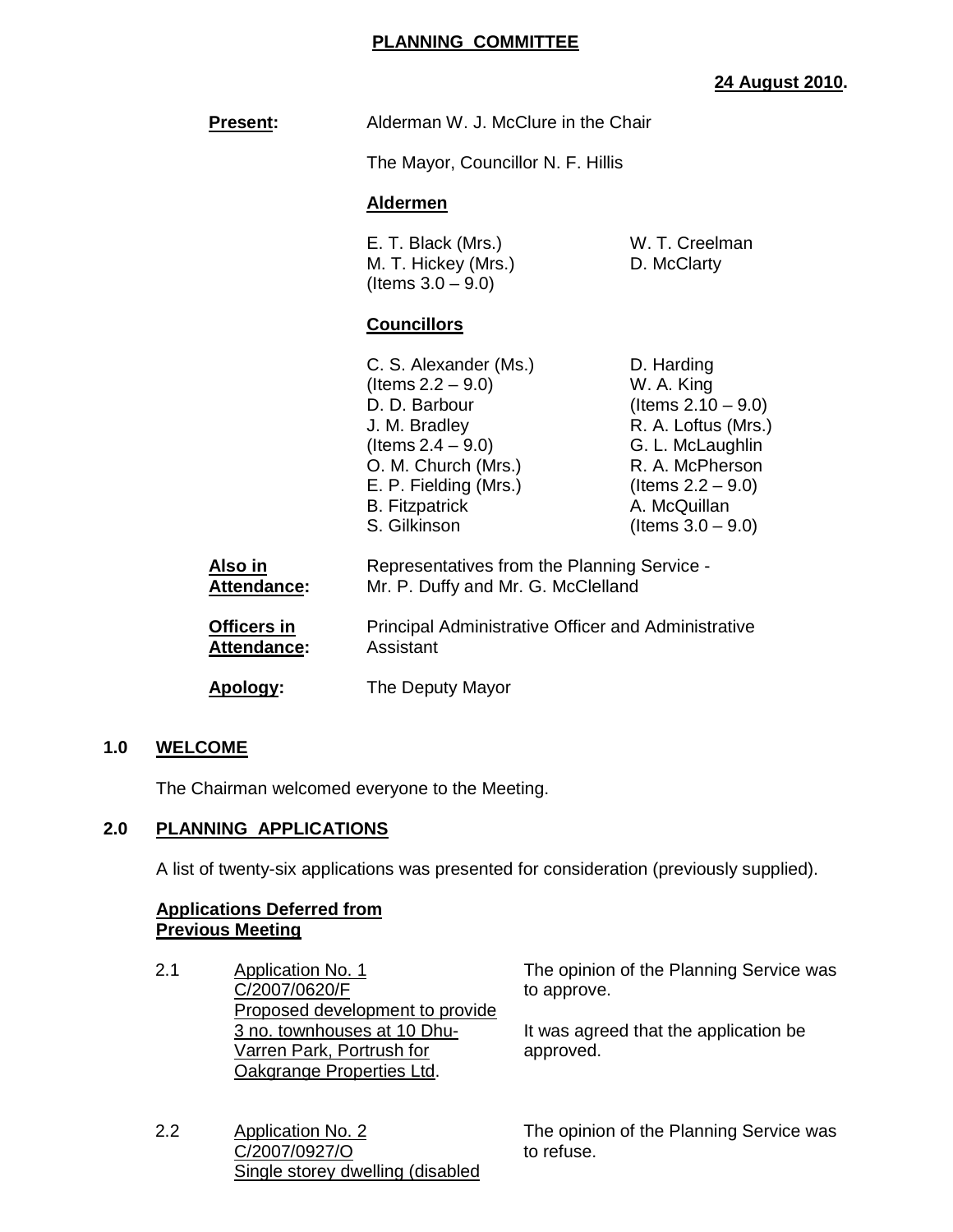# PLANNING COMMITTEE

**24 August 2010.**

**Present:** Alderman W. J. McClure in the Chair

The Mayor, Councillor N. F. Hillis

**Aldermen**

E. T. Black (Mrs.)
M. T. Hickey (Mrs.) (Items 3.0 – 9.0)
W. T. Creelman
D. McClarty

**Councillors**

C. S. Alexander (Ms.) (Items 2.2 – 9.0)
D. D. Barbour
J. M. Bradley (Items 2.4 – 9.0)
O. M. Church (Mrs.)
E. P. Fielding (Mrs.)
B. Fitzpatrick
S. Gilkinson
D. Harding
W. A. King (Items 2.10 – 9.0)
R. A. Loftus (Mrs.)
G. L. McLaughlin
R. A. McPherson (Items 2.2 – 9.0)
A. McQuillan (Items 3.0 – 9.0)

**Also in Attendance:** Representatives from the Planning Service - Mr. P. Duffy and Mr. G. McClelland

**Officers in Attendance:** Principal Administrative Officer and Administrative Assistant

**Apology:** The Deputy Mayor

## 1.0 WELCOME

The Chairman welcomed everyone to the Meeting.

## 2.0 PLANNING APPLICATIONS

A list of twenty-six applications was presented for consideration (previously supplied).

**Applications Deferred from Previous Meeting**

2.1 Application No. 1
C/2007/0620/F
Proposed development to provide 3 no. townhouses at 10 Dhu-Varren Park, Portrush for Oakgrange Properties Ltd.

The opinion of the Planning Service was to approve.

It was agreed that the application be approved.

2.2 Application No. 2
C/2007/0927/O
Single storey dwelling (disabled

The opinion of the Planning Service was to refuse.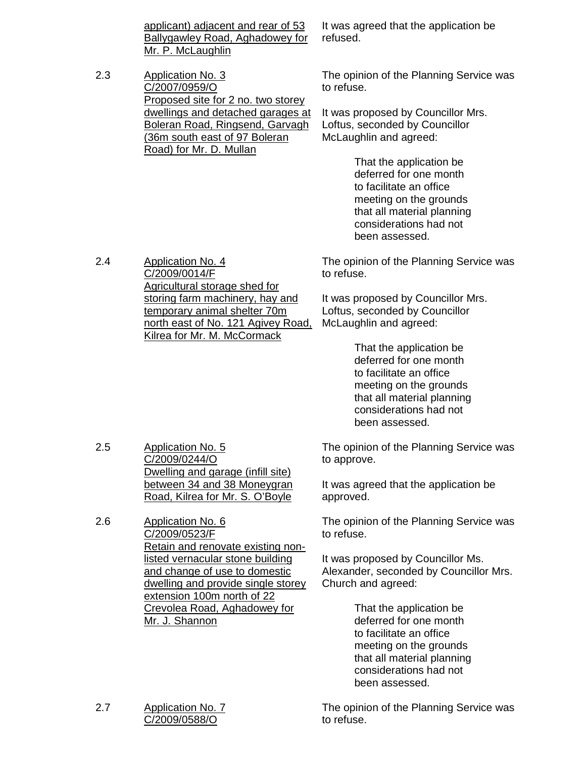applicant) adjacent and rear of 53 Ballygawley Road, Aghadowey for Mr. P. McLaughlin

It was agreed that the application be refused.

2.3 Application No. 3 C/2007/0959/O Proposed site for 2 no. two storey dwellings and detached garages at Boleran Road, Ringsend, Garvagh (36m south east of 97 Boleran Road) for Mr. D. Mullan

The opinion of the Planning Service was to refuse.

It was proposed by Councillor Mrs. Loftus, seconded by Councillor McLaughlin and agreed:

> That the application be deferred for one month to facilitate an office meeting on the grounds that all material planning considerations had not been assessed.

2.4 Application No. 4 C/2009/0014/F Agricultural storage shed for storing farm machinery, hay and temporary animal shelter 70m north east of No. 121 Agivey Road, Kilrea for Mr. M. McCormack

The opinion of the Planning Service was to refuse.

It was proposed by Councillor Mrs. Loftus, seconded by Councillor McLaughlin and agreed:

> That the application be deferred for one month to facilitate an office meeting on the grounds that all material planning considerations had not been assessed.

2.5 Application No. 5 C/2009/0244/O Dwelling and garage (infill site) between 34 and 38 Moneygran Road, Kilrea for Mr. S. O'Boyle

The opinion of the Planning Service was to approve.

It was agreed that the application be approved.

2.6 Application No. 6 C/2009/0523/F Retain and renovate existing non-listed vernacular stone building and change of use to domestic dwelling and provide single storey extension 100m north of 22 Crevolea Road, Aghadowey for Mr. J. Shannon

The opinion of the Planning Service was to refuse.

It was proposed by Councillor Ms. Alexander, seconded by Councillor Mrs. Church and agreed:

> That the application be deferred for one month to facilitate an office meeting on the grounds that all material planning considerations had not been assessed.

2.7 Application No. 7 C/2009/0588/O

The opinion of the Planning Service was to refuse.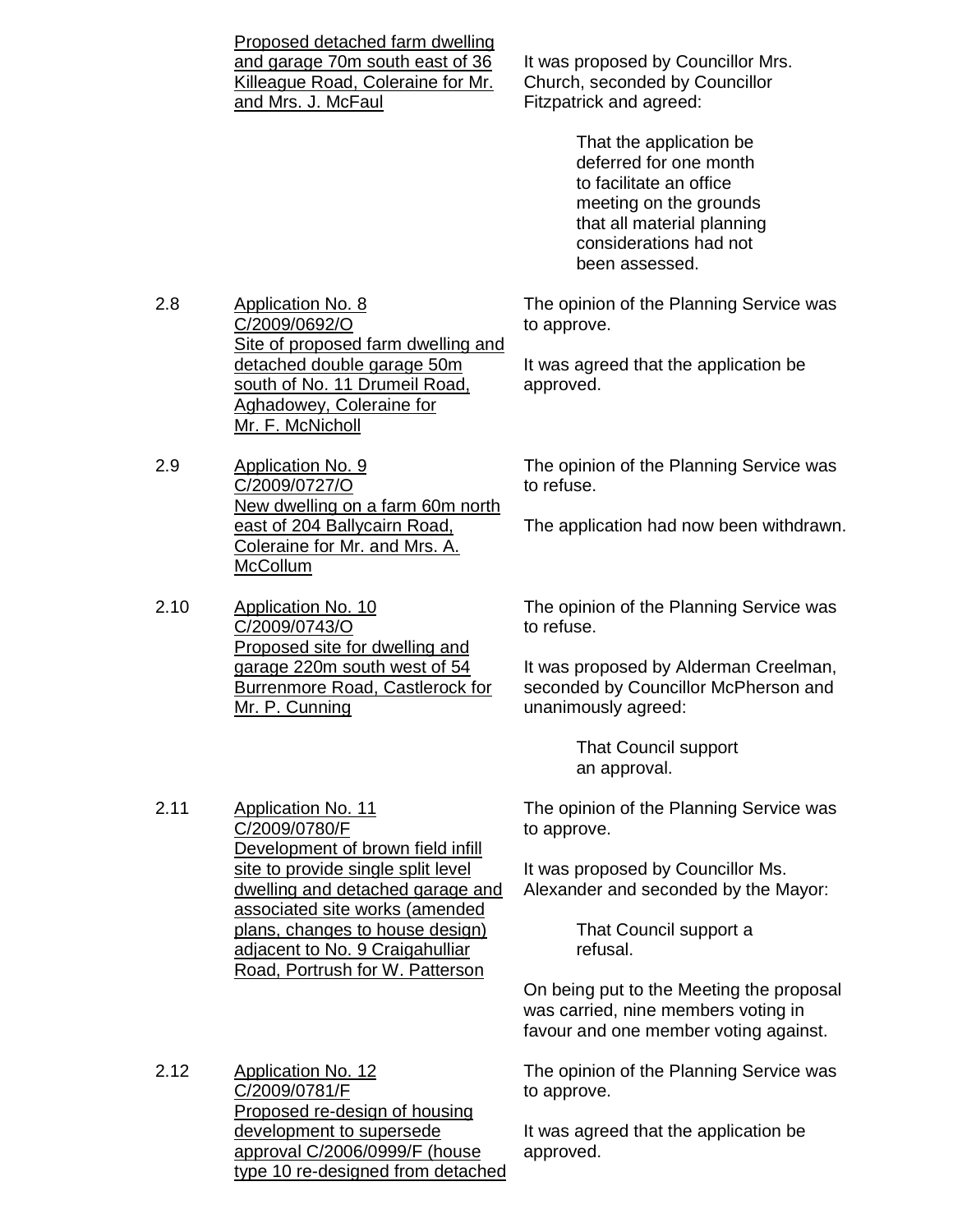Proposed detached farm dwelling and garage 70m south east of 36 Killeague Road, Coleraine for Mr. and Mrs. J. McFaul

It was proposed by Councillor Mrs. Church, seconded by Councillor Fitzpatrick and agreed:

> That the application be deferred for one month to facilitate an office meeting on the grounds that all material planning considerations had not been assessed.

2.8 Application No. 8
C/2009/0692/O
Site of proposed farm dwelling and detached double garage 50m south of No. 11 Drumeil Road, Aghadowey, Coleraine for Mr. F. McNicholl

The opinion of the Planning Service was to approve.

It was agreed that the application be approved.

2.9 Application No. 9
C/2009/0727/O
New dwelling on a farm 60m north east of 204 Ballycairn Road, Coleraine for Mr. and Mrs. A. McCollum

The opinion of the Planning Service was to refuse.

The application had now been withdrawn.

2.10 Application No. 10
C/2009/0743/O
Proposed site for dwelling and garage 220m south west of 54 Burrenmore Road, Castlerock for Mr. P. Cunning

The opinion of the Planning Service was to refuse.

It was proposed by Alderman Creelman, seconded by Councillor McPherson and unanimously agreed:

> That Council support an approval.

2.11 Application No. 11
C/2009/0780/F
Development of brown field infill site to provide single split level dwelling and detached garage and associated site works (amended plans, changes to house design) adjacent to No. 9 Craigahulliar Road, Portrush for W. Patterson

The opinion of the Planning Service was to approve.

It was proposed by Councillor Ms. Alexander and seconded by the Mayor:

> That Council support a refusal.

On being put to the Meeting the proposal was carried, nine members voting in favour and one member voting against.

2.12 Application No. 12
C/2009/0781/F
Proposed re-design of housing development to supersede approval C/2006/0999/F (house type 10 re-designed from detached

The opinion of the Planning Service was to approve.

It was agreed that the application be approved.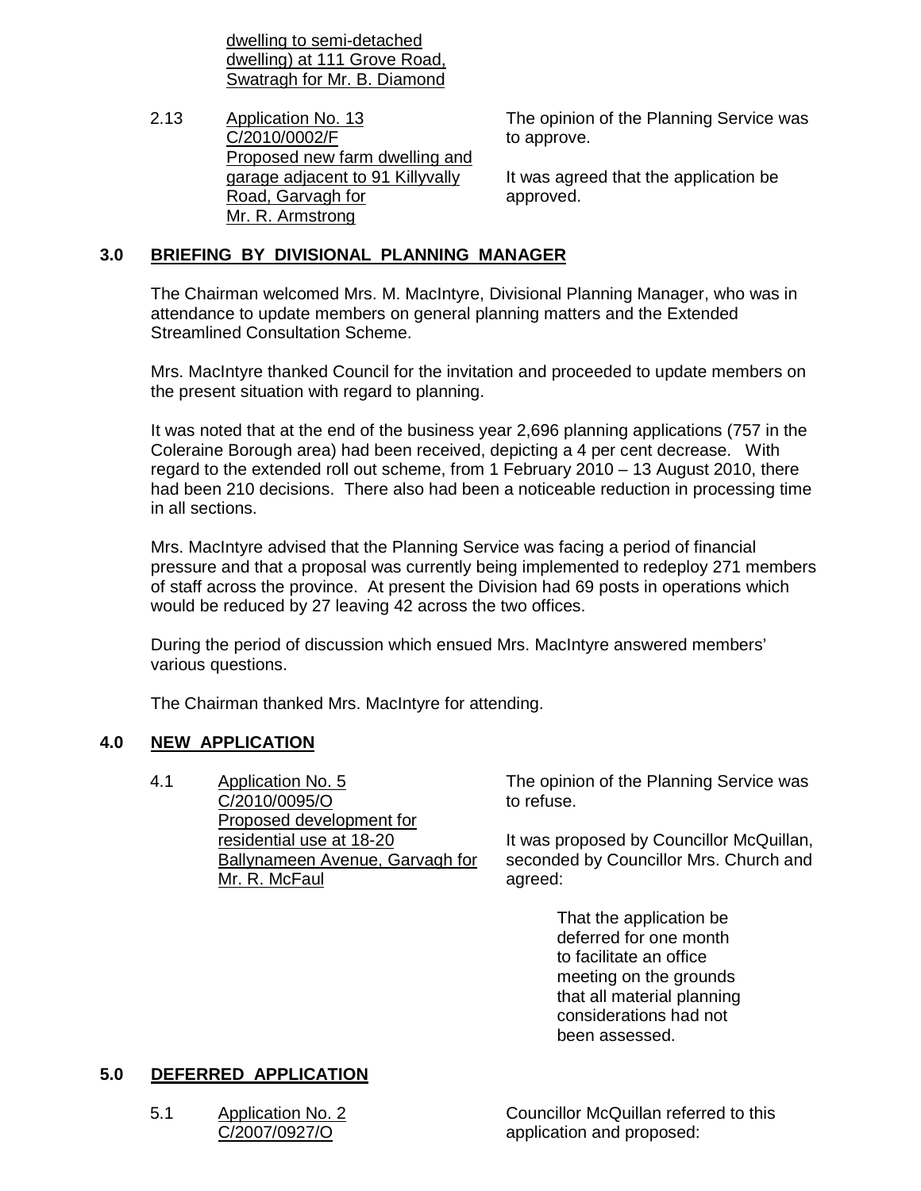dwelling to semi-detached dwelling) at 111 Grove Road, Swatragh for Mr. B. Diamond

2.13 Application No. 13 C/2010/0002/F Proposed new farm dwelling and garage adjacent to 91 Killyvally Road, Garvagh for Mr. R. Armstrong

The opinion of the Planning Service was to approve.

It was agreed that the application be approved.

## 3.0 BRIEFING BY DIVISIONAL PLANNING MANAGER

The Chairman welcomed Mrs. M. MacIntyre, Divisional Planning Manager, who was in attendance to update members on general planning matters and the Extended Streamlined Consultation Scheme.

Mrs. MacIntyre thanked Council for the invitation and proceeded to update members on the present situation with regard to planning.

It was noted that at the end of the business year 2,696 planning applications (757 in the Coleraine Borough area) had been received, depicting a 4 per cent decrease. With regard to the extended roll out scheme, from 1 February 2010 – 13 August 2010, there had been 210 decisions. There also had been a noticeable reduction in processing time in all sections.

Mrs. MacIntyre advised that the Planning Service was facing a period of financial pressure and that a proposal was currently being implemented to redeploy 271 members of staff across the province. At present the Division had 69 posts in operations which would be reduced by 27 leaving 42 across the two offices.

During the period of discussion which ensued Mrs. MacIntyre answered members' various questions.

The Chairman thanked Mrs. MacIntyre for attending.

## 4.0 NEW APPLICATION

4.1 Application No. 5 C/2010/0095/O Proposed development for residential use at 18-20 Ballynameen Avenue, Garvagh for Mr. R. McFaul

The opinion of the Planning Service was to refuse.

It was proposed by Councillor McQuillan, seconded by Councillor Mrs. Church and agreed:

> That the application be deferred for one month to facilitate an office meeting on the grounds that all material planning considerations had not been assessed.

## 5.0 DEFERRED APPLICATION

5.1 Application No. 2 C/2007/0927/O

Councillor McQuillan referred to this application and proposed: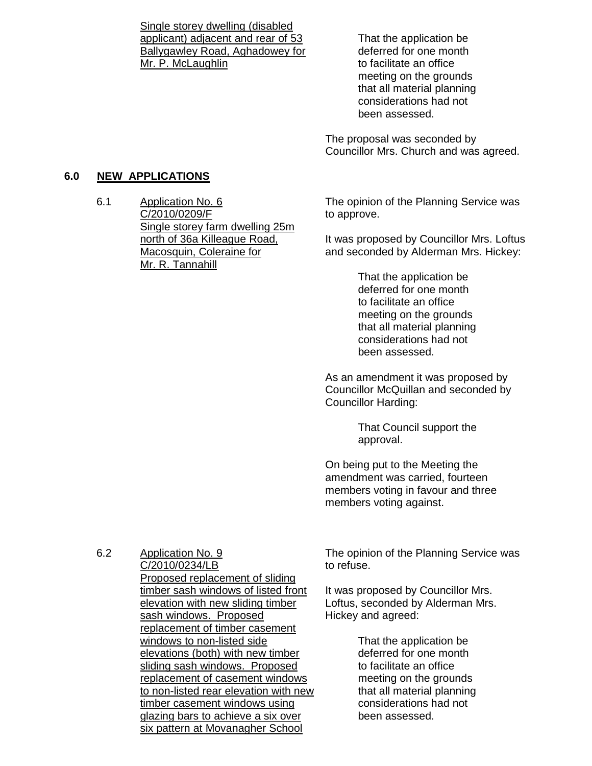Single storey dwelling (disabled applicant) adjacent and rear of 53 Ballygawley Road, Aghadowey for Mr. P. McLaughlin

> That the application be deferred for one month to facilitate an office meeting on the grounds that all material planning considerations had not been assessed.

The proposal was seconded by Councillor Mrs. Church and was agreed.

## 6.0 NEW APPLICATIONS

6.1 Application No. 6
C/2010/0209/F
Single storey farm dwelling 25m north of 36a Killeague Road, Macosquin, Coleraine for Mr. R. Tannahill

The opinion of the Planning Service was to approve.

It was proposed by Councillor Mrs. Loftus and seconded by Alderman Mrs. Hickey:

> That the application be deferred for one month to facilitate an office meeting on the grounds that all material planning considerations had not been assessed.

As an amendment it was proposed by Councillor McQuillan and seconded by Councillor Harding:

> That Council support the approval.

On being put to the Meeting the amendment was carried, fourteen members voting in favour and three members voting against.

6.2 Application No. 9
C/2010/0234/LB
Proposed replacement of sliding timber sash windows of listed front elevation with new sliding timber sash windows. Proposed replacement of timber casement windows to non-listed side elevations (both) with new timber sliding sash windows. Proposed replacement of casement windows to non-listed rear elevation with new timber casement windows using glazing bars to achieve a six over six pattern at Movanagher School

The opinion of the Planning Service was to refuse.

It was proposed by Councillor Mrs. Loftus, seconded by Alderman Mrs. Hickey and agreed:

> That the application be deferred for one month to facilitate an office meeting on the grounds that all material planning considerations had not been assessed.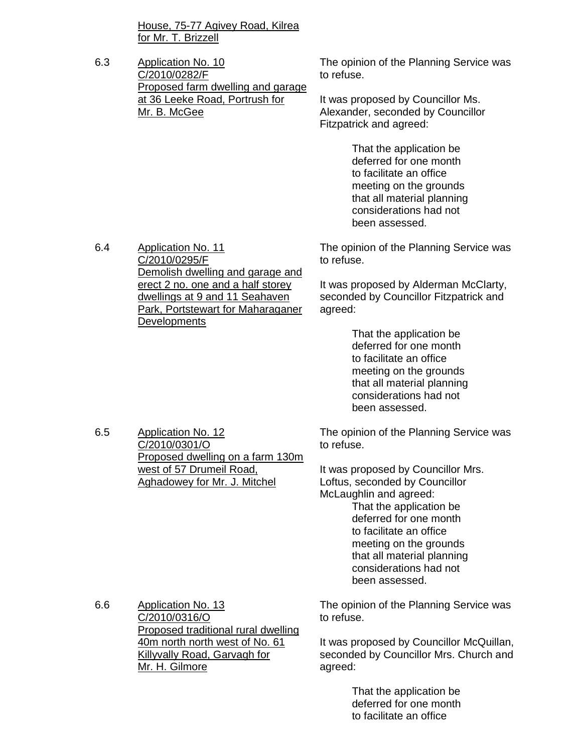House, 75-77 Agivey Road, Kilrea for Mr. T. Brizzell

6.3 Application No. 10
C/2010/0282/F
Proposed farm dwelling and garage at 36 Leeke Road, Portrush for Mr. B. McGee

The opinion of the Planning Service was to refuse.

It was proposed by Councillor Ms. Alexander, seconded by Councillor Fitzpatrick and agreed:

> That the application be deferred for one month to facilitate an office meeting on the grounds that all material planning considerations had not been assessed.

6.4 Application No. 11
C/2010/0295/F
Demolish dwelling and garage and erect 2 no. one and a half storey dwellings at 9 and 11 Seahaven Park, Portstewart for Maharaganer Developments

The opinion of the Planning Service was to refuse.

It was proposed by Alderman McClarty, seconded by Councillor Fitzpatrick and agreed:

> That the application be deferred for one month to facilitate an office meeting on the grounds that all material planning considerations had not been assessed.

6.5 Application No. 12
C/2010/0301/O
Proposed dwelling on a farm 130m west of 57 Drumeil Road, Aghadowey for Mr. J. Mitchel

The opinion of the Planning Service was to refuse.

It was proposed by Councillor Mrs. Loftus, seconded by Councillor McLaughlin and agreed:

> That the application be deferred for one month to facilitate an office meeting on the grounds that all material planning considerations had not been assessed.

6.6 Application No. 13
C/2010/0316/O
Proposed traditional rural dwelling 40m north north west of No. 61 Killyvally Road, Garvagh for Mr. H. Gilmore

The opinion of the Planning Service was to refuse.

It was proposed by Councillor McQuillan, seconded by Councillor Mrs. Church and agreed:

> That the application be deferred for one month to facilitate an office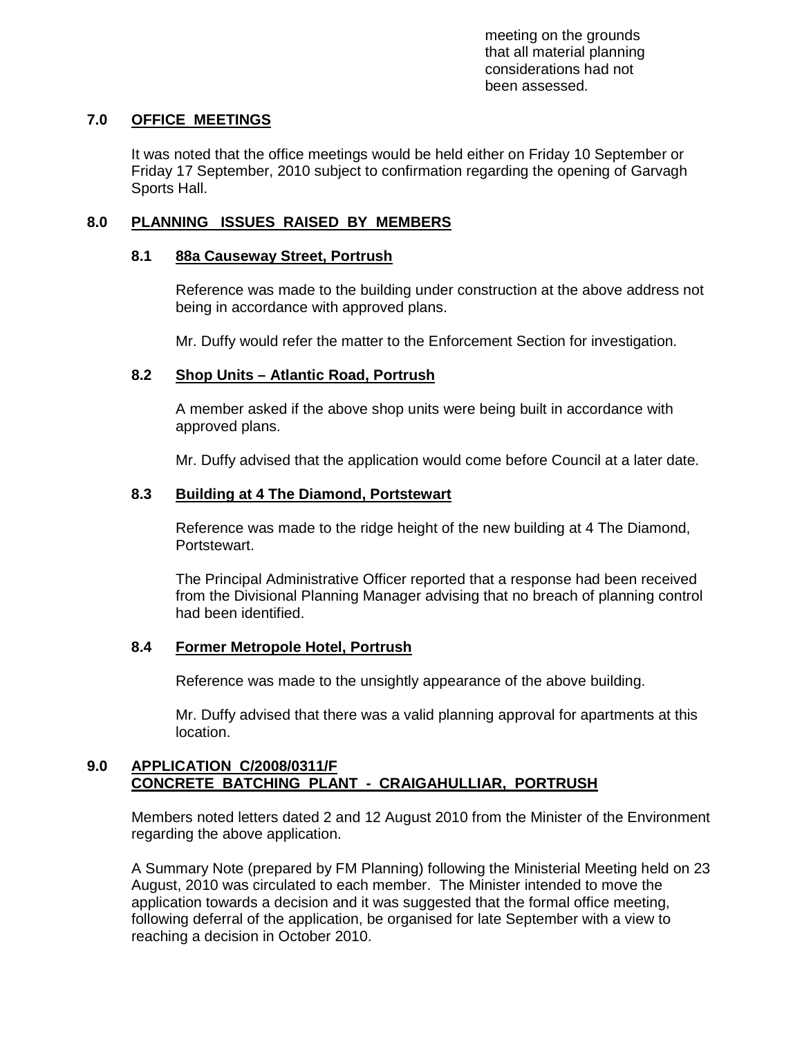meeting on the grounds that all material planning considerations had not been assessed.

## 7.0 OFFICE MEETINGS

It was noted that the office meetings would be held either on Friday 10 September or Friday 17 September, 2010 subject to confirmation regarding the opening of Garvagh Sports Hall.

## 8.0 PLANNING ISSUES RAISED BY MEMBERS

### 8.1 88a Causeway Street, Portrush

Reference was made to the building under construction at the above address not being in accordance with approved plans.

Mr. Duffy would refer the matter to the Enforcement Section for investigation.

### 8.2 Shop Units – Atlantic Road, Portrush

A member asked if the above shop units were being built in accordance with approved plans.

Mr. Duffy advised that the application would come before Council at a later date.

### 8.3 Building at 4 The Diamond, Portstewart

Reference was made to the ridge height of the new building at 4 The Diamond, Portstewart.

The Principal Administrative Officer reported that a response had been received from the Divisional Planning Manager advising that no breach of planning control had been identified.

### 8.4 Former Metropole Hotel, Portrush

Reference was made to the unsightly appearance of the above building.

Mr. Duffy advised that there was a valid planning approval for apartments at this location.

## 9.0 APPLICATION C/2008/0311/F CONCRETE BATCHING PLANT - CRAIGAHULLIAR, PORTRUSH

Members noted letters dated 2 and 12 August 2010 from the Minister of the Environment regarding the above application.

A Summary Note (prepared by FM Planning) following the Ministerial Meeting held on 23 August, 2010 was circulated to each member. The Minister intended to move the application towards a decision and it was suggested that the formal office meeting, following deferral of the application, be organised for late September with a view to reaching a decision in October 2010.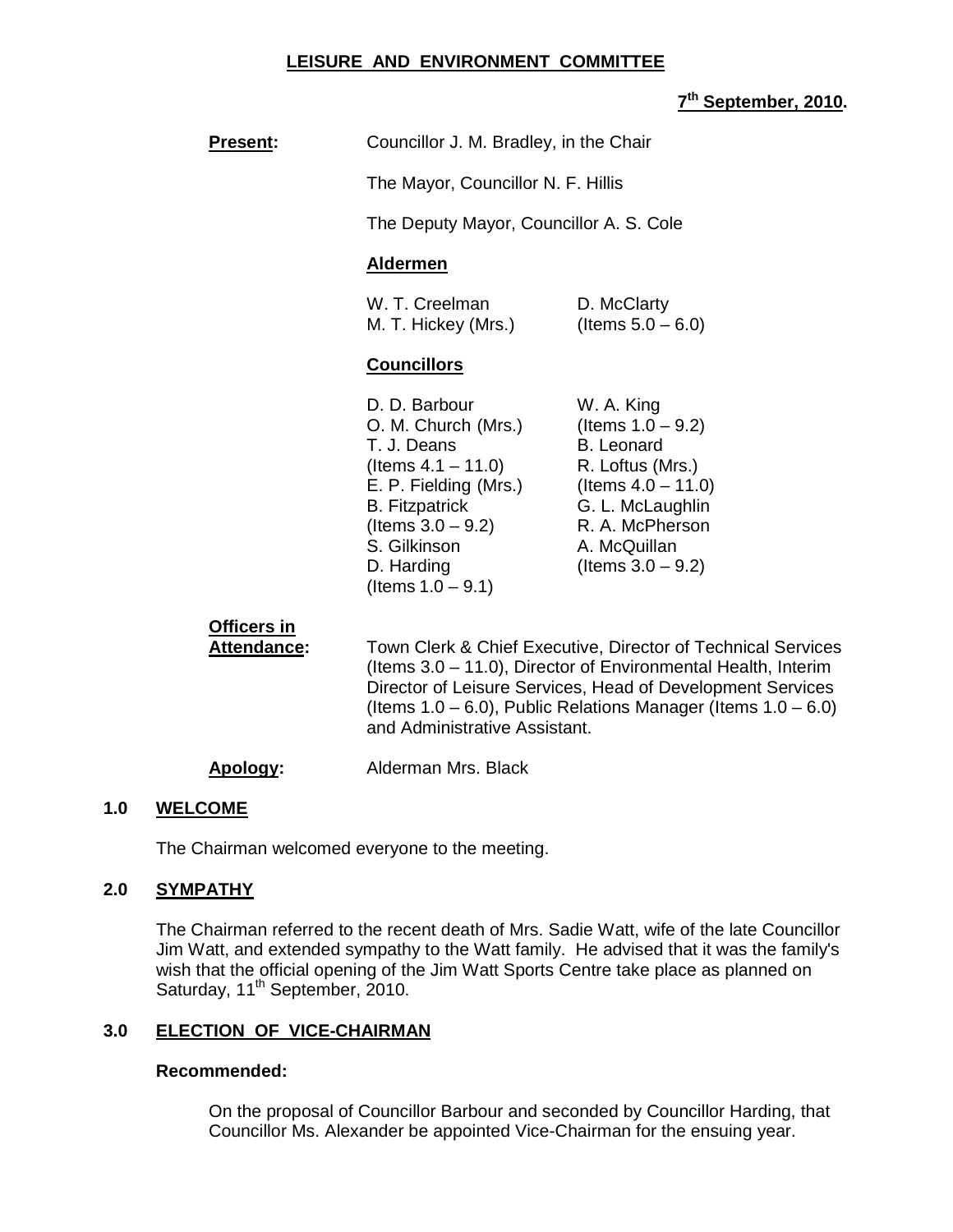# LEISURE AND ENVIRONMENT COMMITTEE

**7th September, 2010.**

**Present:** Councillor J. M. Bradley, in the Chair

The Mayor, Councillor N. F. Hillis

The Deputy Mayor, Councillor A. S. Cole

**Aldermen**

| | |
|---|---|
| W. T. Creelman | D. McClarty |
| M. T. Hickey (Mrs.) | (Items 5.0 – 6.0) |

**Councillors**

| | |
|---|---|
| D. D. Barbour | W. A. King |
| O. M. Church (Mrs.) | (Items 1.0 – 9.2) |
| T. J. Deans | B. Leonard |
| (Items 4.1 – 11.0) | R. Loftus (Mrs.) |
| E. P. Fielding (Mrs.) | (Items 4.0 – 11.0) |
| B. Fitzpatrick | G. L. McLaughlin |
| (Items 3.0 – 9.2) | R. A. McPherson |
| S. Gilkinson | A. McQuillan |
| D. Harding | (Items 3.0 – 9.2) |
| (Items 1.0 – 9.1) | |

**Officers in Attendance:** Town Clerk & Chief Executive, Director of Technical Services (Items 3.0 – 11.0), Director of Environmental Health, Interim Director of Leisure Services, Head of Development Services (Items 1.0 – 6.0), Public Relations Manager (Items 1.0 – 6.0) and Administrative Assistant.

**Apology:** Alderman Mrs. Black

## 1.0 WELCOME

The Chairman welcomed everyone to the meeting.

## 2.0 SYMPATHY

The Chairman referred to the recent death of Mrs. Sadie Watt, wife of the late Councillor Jim Watt, and extended sympathy to the Watt family. He advised that it was the family's wish that the official opening of the Jim Watt Sports Centre take place as planned on Saturday, 11th September, 2010.

## 3.0 ELECTION OF VICE-CHAIRMAN

**Recommended:**

On the proposal of Councillor Barbour and seconded by Councillor Harding, that Councillor Ms. Alexander be appointed Vice-Chairman for the ensuing year.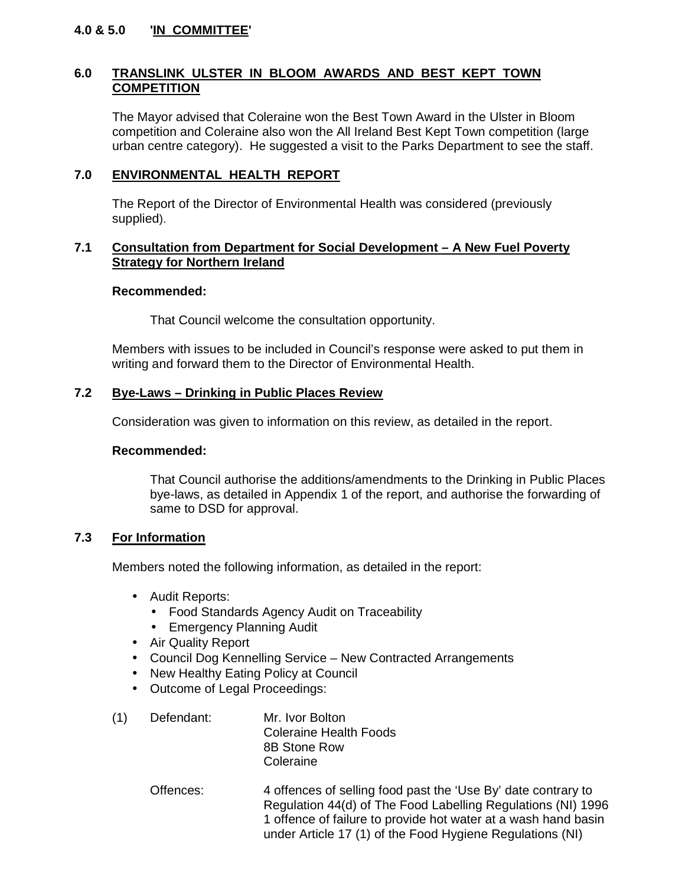**4.0 & 5.0 'IN COMMITTEE'**

## 6.0 TRANSLINK ULSTER IN BLOOM AWARDS AND BEST KEPT TOWN COMPETITION

The Mayor advised that Coleraine won the Best Town Award in the Ulster in Bloom competition and Coleraine also won the All Ireland Best Kept Town competition (large urban centre category). He suggested a visit to the Parks Department to see the staff.

## 7.0 ENVIRONMENTAL HEALTH REPORT

The Report of the Director of Environmental Health was considered (previously supplied).

### 7.1 Consultation from Department for Social Development – A New Fuel Poverty Strategy for Northern Ireland

**Recommended:**

That Council welcome the consultation opportunity.

Members with issues to be included in Council's response were asked to put them in writing and forward them to the Director of Environmental Health.

### 7.2 Bye-Laws – Drinking in Public Places Review

Consideration was given to information on this review, as detailed in the report.

**Recommended:**

That Council authorise the additions/amendments to the Drinking in Public Places bye-laws, as detailed in Appendix 1 of the report, and authorise the forwarding of same to DSD for approval.

### 7.3 For Information

Members noted the following information, as detailed in the report:

- Audit Reports:
  - Food Standards Agency Audit on Traceability
  - Emergency Planning Audit
- Air Quality Report
- Council Dog Kennelling Service – New Contracted Arrangements
- New Healthy Eating Policy at Council
- Outcome of Legal Proceedings:

(1) Defendant: Mr. Ivor Bolton
Coleraine Health Foods
8B Stone Row
Coleraine

Offences: 4 offences of selling food past the 'Use By' date contrary to Regulation 44(d) of The Food Labelling Regulations (NI) 1996
1 offence of failure to provide hot water at a wash hand basin under Article 17 (1) of the Food Hygiene Regulations (NI)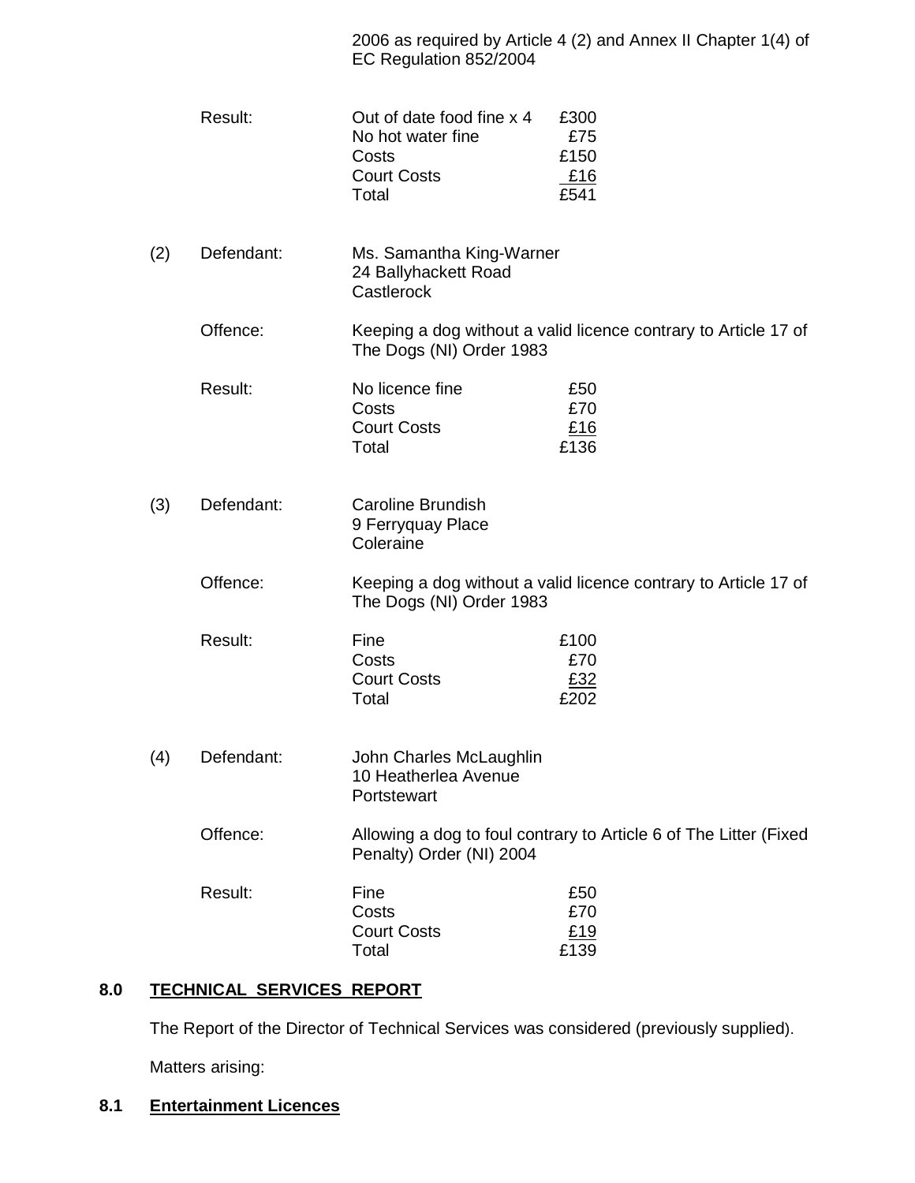2006 as required by Article 4 (2) and Annex II Chapter 1(4) of EC Regulation 852/2004

| | | | |
|---|---|---|---|
| | Result: | Out of date food fine x 4 | £300 |
| | | No hot water fine | £75 |
| | | Costs | £150 |
| | | Court Costs | £16 |
| | | Total | £541 |

(2) Defendant: Ms. Samantha King-Warner
24 Ballyhackett Road
Castlerock

Offence: Keeping a dog without a valid licence contrary to Article 17 of The Dogs (NI) Order 1983

| | | |
|---|---|---|
| Result: | No licence fine | £50 |
| | Costs | £70 |
| | Court Costs | £16 |
| | Total | £136 |

(3) Defendant: Caroline Brundish
9 Ferryquay Place
Coleraine

Offence: Keeping a dog without a valid licence contrary to Article 17 of The Dogs (NI) Order 1983

| | | |
|---|---|---|
| Result: | Fine | £100 |
| | Costs | £70 |
| | Court Costs | £32 |
| | Total | £202 |

(4) Defendant: John Charles McLaughlin
10 Heatherlea Avenue
Portstewart

Offence: Allowing a dog to foul contrary to Article 6 of The Litter (Fixed Penalty) Order (NI) 2004

| | | |
|---|---|---|
| Result: | Fine | £50 |
| | Costs | £70 |
| | Court Costs | £19 |
| | Total | £139 |

## 8.0 TECHNICAL SERVICES REPORT

The Report of the Director of Technical Services was considered (previously supplied).

Matters arising:

### 8.1 Entertainment Licences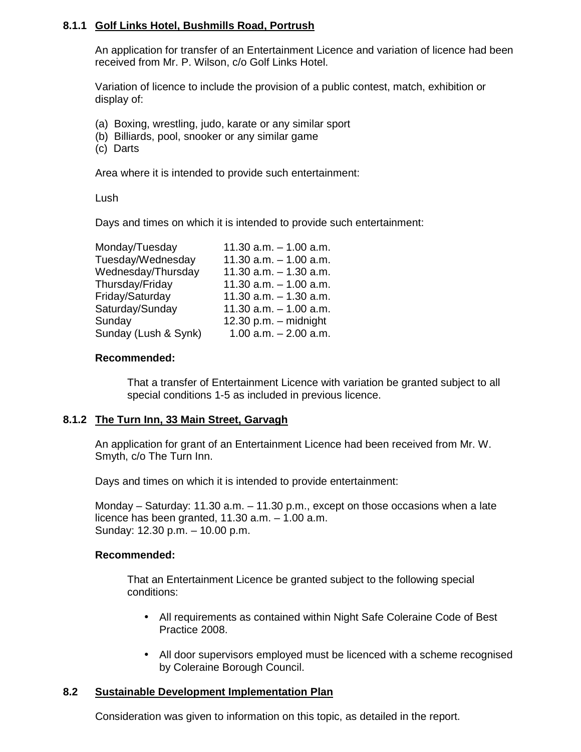#### 8.1.1 Golf Links Hotel, Bushmills Road, Portrush

An application for transfer of an Entertainment Licence and variation of licence had been received from Mr. P. Wilson, c/o Golf Links Hotel.

Variation of licence to include the provision of a public contest, match, exhibition or display of:

(a) Boxing, wrestling, judo, karate or any similar sport
(b) Billiards, pool, snooker or any similar game
(c) Darts

Area where it is intended to provide such entertainment:

Lush

Days and times on which it is intended to provide such entertainment:

| | |
|---|---|
| Monday/Tuesday | 11.30 a.m. – 1.00 a.m. |
| Tuesday/Wednesday | 11.30 a.m. – 1.00 a.m. |
| Wednesday/Thursday | 11.30 a.m. – 1.30 a.m. |
| Thursday/Friday | 11.30 a.m. – 1.00 a.m. |
| Friday/Saturday | 11.30 a.m. – 1.30 a.m. |
| Saturday/Sunday | 11.30 a.m. – 1.00 a.m. |
| Sunday | 12.30 p.m. – midnight |
| Sunday (Lush & Synk) | 1.00 a.m. – 2.00 a.m. |

**Recommended:**

That a transfer of Entertainment Licence with variation be granted subject to all special conditions 1-5 as included in previous licence.

#### 8.1.2 The Turn Inn, 33 Main Street, Garvagh

An application for grant of an Entertainment Licence had been received from Mr. W. Smyth, c/o The Turn Inn.

Days and times on which it is intended to provide entertainment:

Monday – Saturday: 11.30 a.m. – 11.30 p.m., except on those occasions when a late licence has been granted, 11.30 a.m. – 1.00 a.m.
Sunday: 12.30 p.m. – 10.00 p.m.

**Recommended:**

That an Entertainment Licence be granted subject to the following special conditions:

- All requirements as contained within Night Safe Coleraine Code of Best Practice 2008.
- All door supervisors employed must be licenced with a scheme recognised by Coleraine Borough Council.

### 8.2 Sustainable Development Implementation Plan

Consideration was given to information on this topic, as detailed in the report.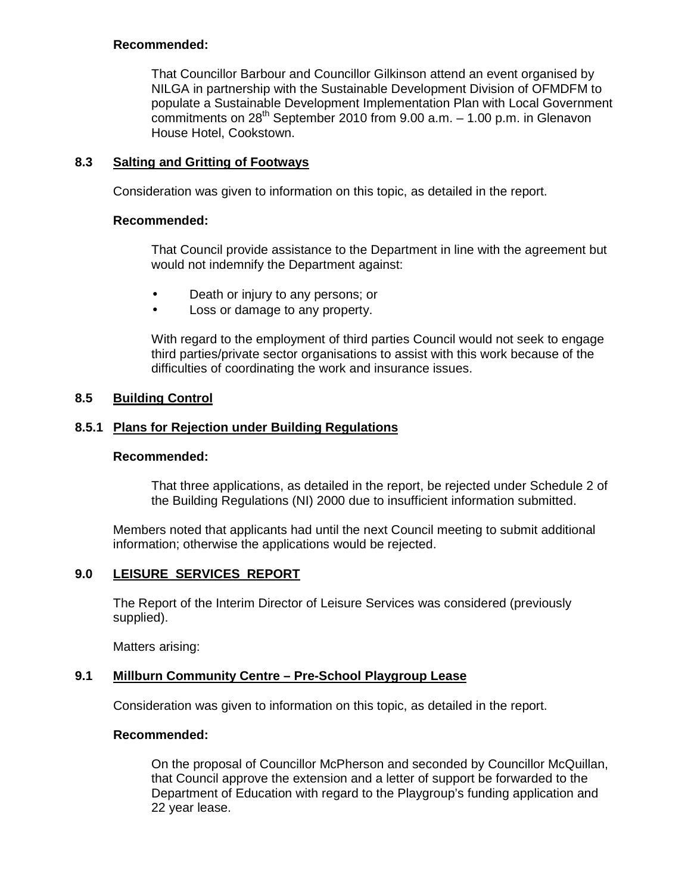**Recommended:**

That Councillor Barbour and Councillor Gilkinson attend an event organised by NILGA in partnership with the Sustainable Development Division of OFMDFM to populate a Sustainable Development Implementation Plan with Local Government commitments on 28th September 2010 from 9.00 a.m. – 1.00 p.m. in Glenavon House Hotel, Cookstown.

### 8.3 Salting and Gritting of Footways

Consideration was given to information on this topic, as detailed in the report.

**Recommended:**

That Council provide assistance to the Department in line with the agreement but would not indemnify the Department against:

- Death or injury to any persons; or
- Loss or damage to any property.

With regard to the employment of third parties Council would not seek to engage third parties/private sector organisations to assist with this work because of the difficulties of coordinating the work and insurance issues.

### 8.5 Building Control

### 8.5.1 Plans for Rejection under Building Regulations

**Recommended:**

That three applications, as detailed in the report, be rejected under Schedule 2 of the Building Regulations (NI) 2000 due to insufficient information submitted.

Members noted that applicants had until the next Council meeting to submit additional information; otherwise the applications would be rejected.

## 9.0 LEISURE SERVICES REPORT

The Report of the Interim Director of Leisure Services was considered (previously supplied).

Matters arising:

### 9.1 Millburn Community Centre – Pre-School Playgroup Lease

Consideration was given to information on this topic, as detailed in the report.

**Recommended:**

On the proposal of Councillor McPherson and seconded by Councillor McQuillan, that Council approve the extension and a letter of support be forwarded to the Department of Education with regard to the Playgroup's funding application and 22 year lease.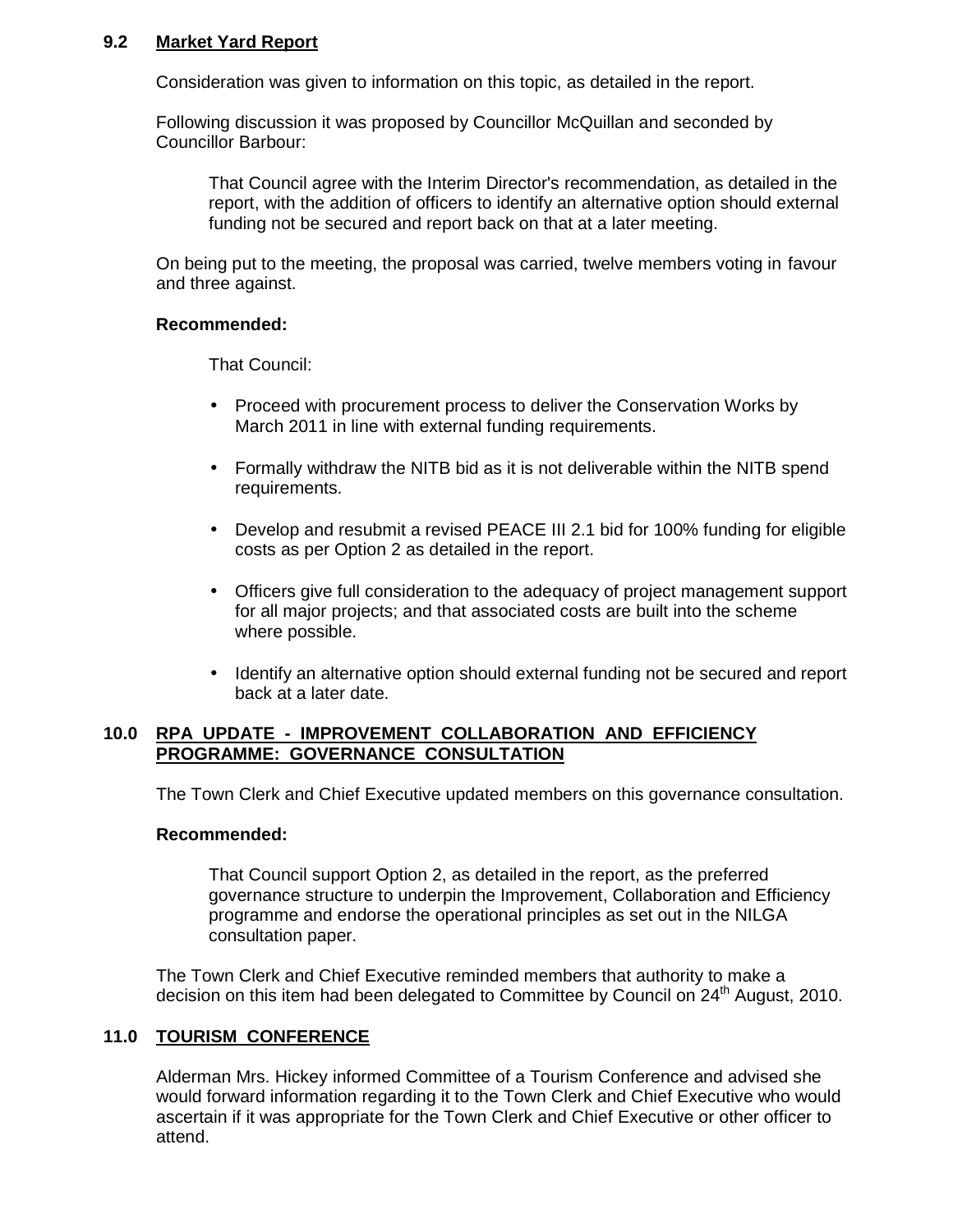### 9.2 Market Yard Report

Consideration was given to information on this topic, as detailed in the report.

Following discussion it was proposed by Councillor McQuillan and seconded by Councillor Barbour:

> That Council agree with the Interim Director's recommendation, as detailed in the report, with the addition of officers to identify an alternative option should external funding not be secured and report back on that at a later meeting.

On being put to the meeting, the proposal was carried, twelve members voting in favour and three against.

**Recommended:**

That Council:

- Proceed with procurement process to deliver the Conservation Works by March 2011 in line with external funding requirements.
- Formally withdraw the NITB bid as it is not deliverable within the NITB spend requirements.
- Develop and resubmit a revised PEACE III 2.1 bid for 100% funding for eligible costs as per Option 2 as detailed in the report.
- Officers give full consideration to the adequacy of project management support for all major projects; and that associated costs are built into the scheme where possible.
- Identify an alternative option should external funding not be secured and report back at a later date.

## 10.0 RPA UPDATE - IMPROVEMENT COLLABORATION AND EFFICIENCY PROGRAMME: GOVERNANCE CONSULTATION

The Town Clerk and Chief Executive updated members on this governance consultation.

**Recommended:**

> That Council support Option 2, as detailed in the report, as the preferred governance structure to underpin the Improvement, Collaboration and Efficiency programme and endorse the operational principles as set out in the NILGA consultation paper.

The Town Clerk and Chief Executive reminded members that authority to make a decision on this item had been delegated to Committee by Council on 24th August, 2010.

## 11.0 TOURISM CONFERENCE

Alderman Mrs. Hickey informed Committee of a Tourism Conference and advised she would forward information regarding it to the Town Clerk and Chief Executive who would ascertain if it was appropriate for the Town Clerk and Chief Executive or other officer to attend.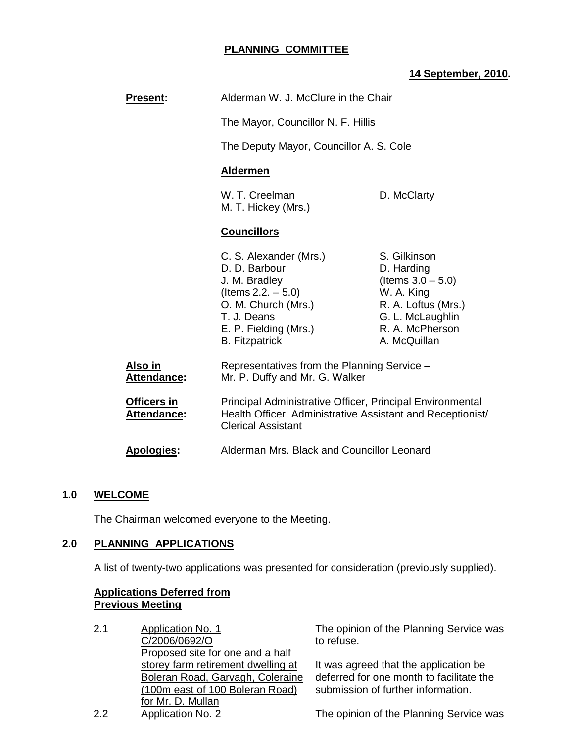# PLANNING COMMITTEE

**14 September, 2010.**

**Present:** Alderman W. J. McClure in the Chair

The Mayor, Councillor N. F. Hillis

The Deputy Mayor, Councillor A. S. Cole

**Aldermen**

| | |
|---|---|
| W. T. Creelman | D. McClarty |
| M. T. Hickey (Mrs.) | |

**Councillors**

| | |
|---|---|
| C. S. Alexander (Mrs.) | S. Gilkinson |
| D. D. Barbour | D. Harding |
| J. M. Bradley | (Items 3.0 – 5.0) |
| (Items 2.2. – 5.0) | W. A. King |
| O. M. Church (Mrs.) | R. A. Loftus (Mrs.) |
| T. J. Deans | G. L. McLaughlin |
| E. P. Fielding (Mrs.) | R. A. McPherson |
| B. Fitzpatrick | A. McQuillan |

**Also in Attendance:** Representatives from the Planning Service – Mr. P. Duffy and Mr. G. Walker

**Officers in Attendance:** Principal Administrative Officer, Principal Environmental Health Officer, Administrative Assistant and Receptionist/ Clerical Assistant

**Apologies:** Alderman Mrs. Black and Councillor Leonard

## 1.0 WELCOME

The Chairman welcomed everyone to the Meeting.

## 2.0 PLANNING APPLICATIONS

A list of twenty-two applications was presented for consideration (previously supplied).

**Applications Deferred from Previous Meeting**

2.1 Application No. 1
C/2006/0692/O
Proposed site for one and a half storey farm retirement dwelling at Boleran Road, Garvagh, Coleraine (100m east of 100 Boleran Road) for Mr. D. Mullan

The opinion of the Planning Service was to refuse.

It was agreed that the application be deferred for one month to facilitate the submission of further information.

2.2 Application No. 2

The opinion of the Planning Service was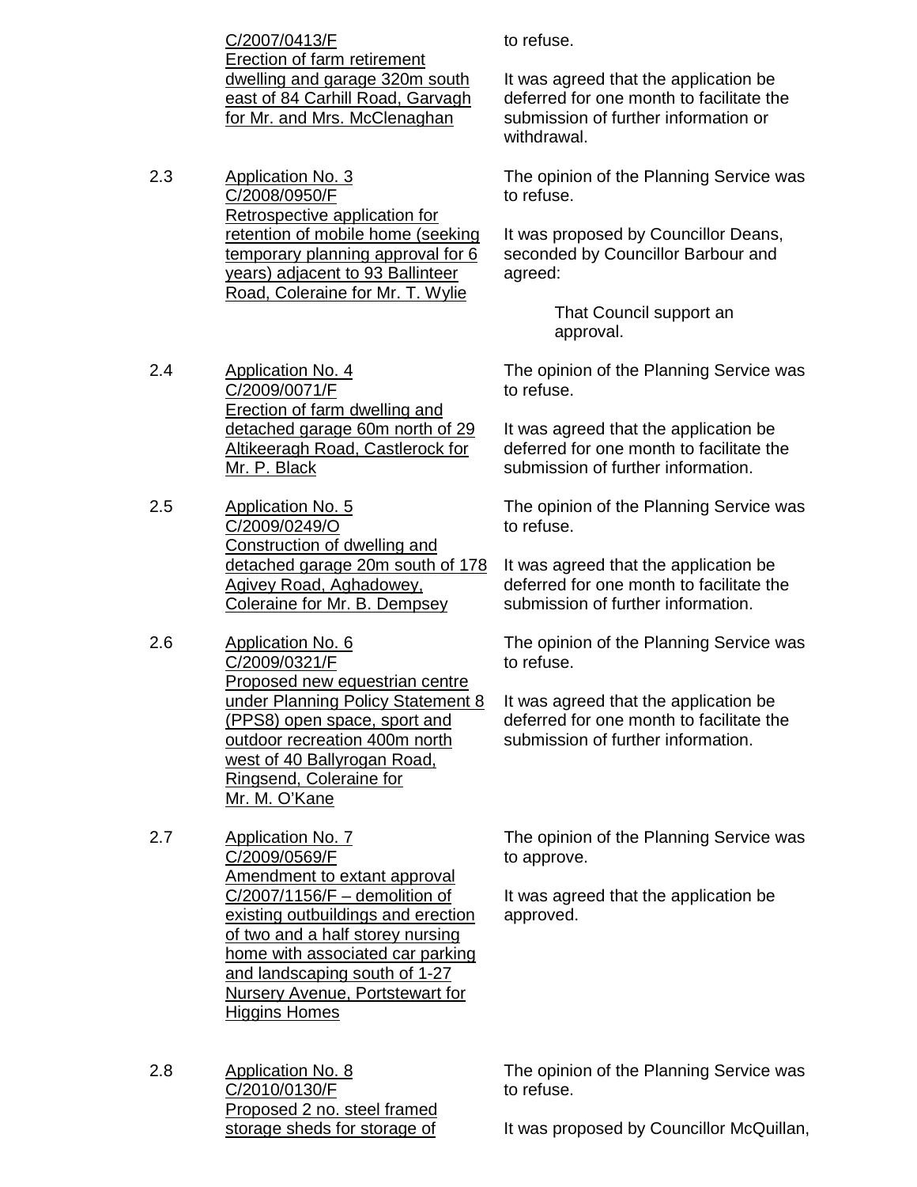C/2007/0413/F
Erection of farm retirement dwelling and garage 320m south east of 84 Carhill Road, Garvagh for Mr. and Mrs. McClenaghan

to refuse.

It was agreed that the application be deferred for one month to facilitate the submission of further information or withdrawal.

2.3 Application No. 3
C/2008/0950/F
Retrospective application for retention of mobile home (seeking temporary planning approval for 6 years) adjacent to 93 Ballinteer Road, Coleraine for Mr. T. Wylie

The opinion of the Planning Service was to refuse.

It was proposed by Councillor Deans, seconded by Councillor Barbour and agreed:

> That Council support an approval.

2.4 Application No. 4
C/2009/0071/F
Erection of farm dwelling and detached garage 60m north of 29 Altikeeragh Road, Castlerock for Mr. P. Black

The opinion of the Planning Service was to refuse.

It was agreed that the application be deferred for one month to facilitate the submission of further information.

2.5 Application No. 5
C/2009/0249/O
Construction of dwelling and detached garage 20m south of 178 Agivey Road, Aghadowey, Coleraine for Mr. B. Dempsey

The opinion of the Planning Service was to refuse.

It was agreed that the application be deferred for one month to facilitate the submission of further information.

2.6 Application No. 6
C/2009/0321/F
Proposed new equestrian centre under Planning Policy Statement 8 (PPS8) open space, sport and outdoor recreation 400m north west of 40 Ballyrogan Road, Ringsend, Coleraine for Mr. M. O'Kane

The opinion of the Planning Service was to refuse.

It was agreed that the application be deferred for one month to facilitate the submission of further information.

2.7 Application No. 7
C/2009/0569/F
Amendment to extant approval C/2007/1156/F – demolition of existing outbuildings and erection of two and a half storey nursing home with associated car parking and landscaping south of 1-27 Nursery Avenue, Portstewart for Higgins Homes

The opinion of the Planning Service was to approve.

It was agreed that the application be approved.

2.8 Application No. 8
C/2010/0130/F
Proposed 2 no. steel framed storage sheds for storage of

The opinion of the Planning Service was to refuse.

It was proposed by Councillor McQuillan,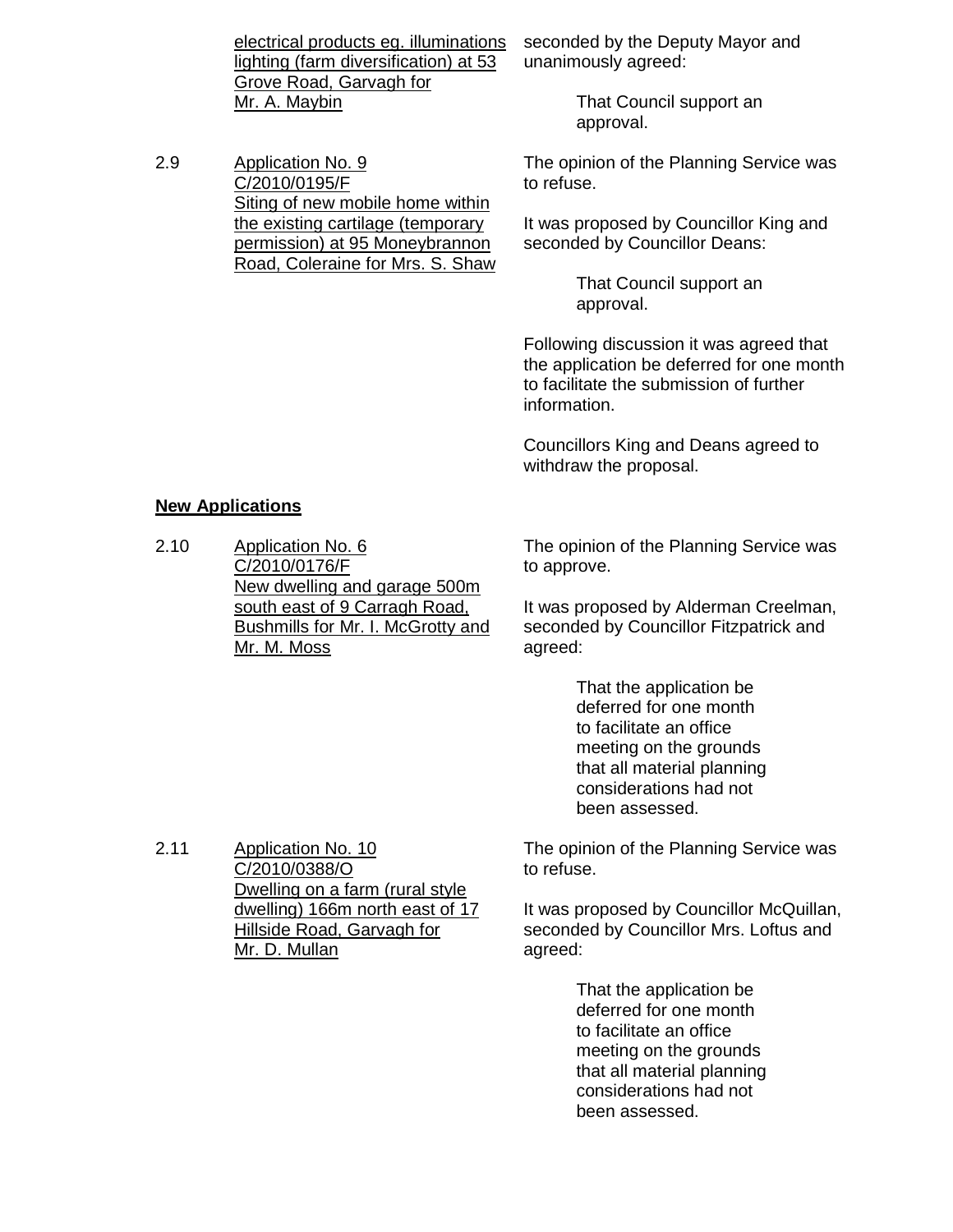electrical products eg. illuminations lighting (farm diversification) at 53 Grove Road, Garvagh for Mr. A. Maybin

seconded by the Deputy Mayor and unanimously agreed:

> That Council support an approval.

2.9 Application No. 9 C/2010/0195/F Siting of new mobile home within the existing cartilage (temporary permission) at 95 Moneybrannon Road, Coleraine for Mrs. S. Shaw

The opinion of the Planning Service was to refuse.

It was proposed by Councillor King and seconded by Councillor Deans:

> That Council support an approval.

Following discussion it was agreed that the application be deferred for one month to facilitate the submission of further information.

Councillors King and Deans agreed to withdraw the proposal.

**New Applications**

2.10 Application No. 6 C/2010/0176/F New dwelling and garage 500m south east of 9 Carragh Road, Bushmills for Mr. I. McGrotty and Mr. M. Moss

The opinion of the Planning Service was to approve.

It was proposed by Alderman Creelman, seconded by Councillor Fitzpatrick and agreed:

> That the application be deferred for one month to facilitate an office meeting on the grounds that all material planning considerations had not been assessed.

2.11 Application No. 10 C/2010/0388/O Dwelling on a farm (rural style dwelling) 166m north east of 17 Hillside Road, Garvagh for Mr. D. Mullan

The opinion of the Planning Service was to refuse.

It was proposed by Councillor McQuillan, seconded by Councillor Mrs. Loftus and agreed:

> That the application be deferred for one month to facilitate an office meeting on the grounds that all material planning considerations had not been assessed.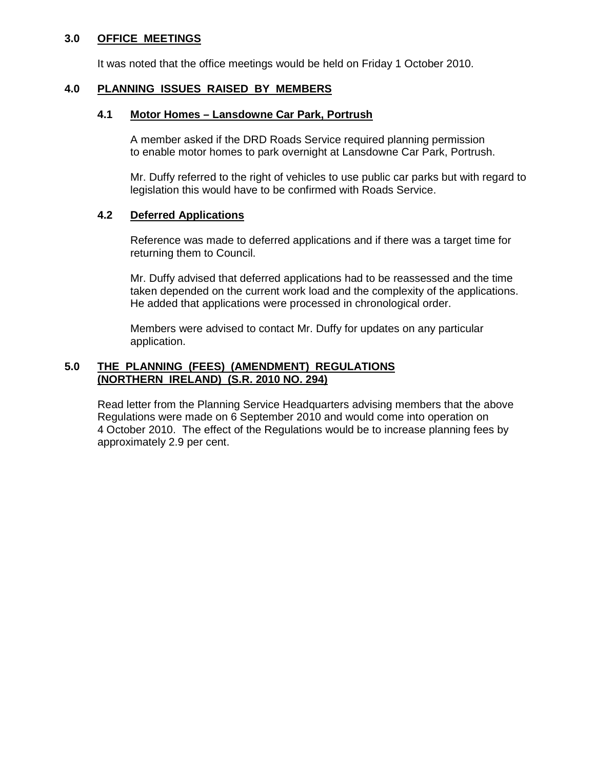## 3.0 OFFICE MEETINGS

It was noted that the office meetings would be held on Friday 1 October 2010.

## 4.0 PLANNING ISSUES RAISED BY MEMBERS

### 4.1 Motor Homes – Lansdowne Car Park, Portrush

A member asked if the DRD Roads Service required planning permission to enable motor homes to park overnight at Lansdowne Car Park, Portrush.

Mr. Duffy referred to the right of vehicles to use public car parks but with regard to legislation this would have to be confirmed with Roads Service.

### 4.2 Deferred Applications

Reference was made to deferred applications and if there was a target time for returning them to Council.

Mr. Duffy advised that deferred applications had to be reassessed and the time taken depended on the current work load and the complexity of the applications. He added that applications were processed in chronological order.

Members were advised to contact Mr. Duffy for updates on any particular application.

## 5.0 THE PLANNING (FEES) (AMENDMENT) REGULATIONS (NORTHERN IRELAND) (S.R. 2010 NO. 294)

Read letter from the Planning Service Headquarters advising members that the above Regulations were made on 6 September 2010 and would come into operation on 4 October 2010. The effect of the Regulations would be to increase planning fees by approximately 2.9 per cent.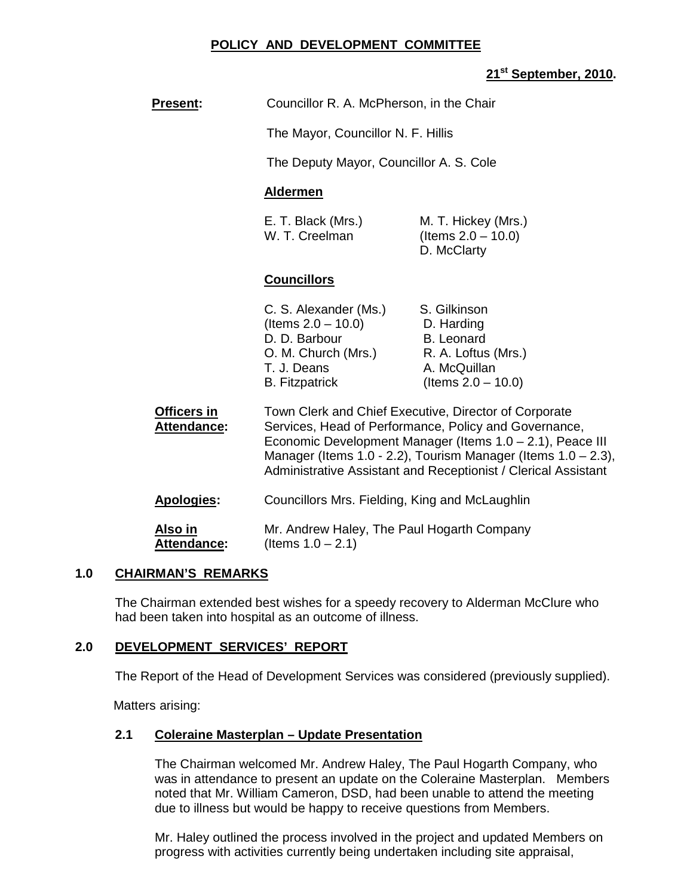# POLICY AND DEVELOPMENT COMMITTEE

**21st September, 2010.**

**Present:** Councillor R. A. McPherson, in the Chair

The Mayor, Councillor N. F. Hillis

The Deputy Mayor, Councillor A. S. Cole

**Aldermen**

| | |
|---|---|
| E. T. Black (Mrs.) | M. T. Hickey (Mrs.) |
| W. T. Creelman | (Items 2.0 – 10.0) |
| | D. McClarty |

**Councillors**

| | |
|---|---|
| C. S. Alexander (Ms.) | S. Gilkinson |
| (Items 2.0 – 10.0) | D. Harding |
| D. D. Barbour | B. Leonard |
| O. M. Church (Mrs.) | R. A. Loftus (Mrs.) |
| T. J. Deans | A. McQuillan |
| B. Fitzpatrick | (Items 2.0 – 10.0) |

**Officers in Attendance:** Town Clerk and Chief Executive, Director of Corporate Services, Head of Performance, Policy and Governance, Economic Development Manager (Items 1.0 – 2.1), Peace III Manager (Items 1.0 - 2.2), Tourism Manager (Items 1.0 – 2.3), Administrative Assistant and Receptionist / Clerical Assistant

**Apologies:** Councillors Mrs. Fielding, King and McLaughlin

**Also in Attendance:** Mr. Andrew Haley, The Paul Hogarth Company (Items 1.0 – 2.1)

## 1.0 CHAIRMAN'S REMARKS

The Chairman extended best wishes for a speedy recovery to Alderman McClure who had been taken into hospital as an outcome of illness.

## 2.0 DEVELOPMENT SERVICES' REPORT

The Report of the Head of Development Services was considered (previously supplied).

Matters arising:

### 2.1 Coleraine Masterplan – Update Presentation

The Chairman welcomed Mr. Andrew Haley, The Paul Hogarth Company, who was in attendance to present an update on the Coleraine Masterplan. Members noted that Mr. William Cameron, DSD, had been unable to attend the meeting due to illness but would be happy to receive questions from Members.

Mr. Haley outlined the process involved in the project and updated Members on progress with activities currently being undertaken including site appraisal,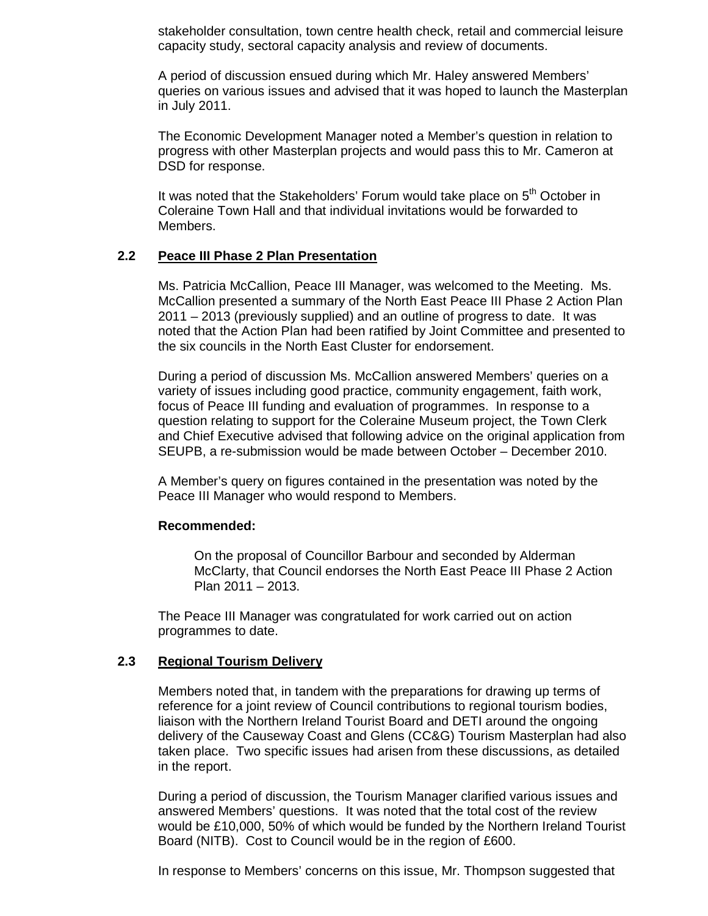stakeholder consultation, town centre health check, retail and commercial leisure capacity study, sectoral capacity analysis and review of documents.

A period of discussion ensued during which Mr. Haley answered Members' queries on various issues and advised that it was hoped to launch the Masterplan in July 2011.

The Economic Development Manager noted a Member's question in relation to progress with other Masterplan projects and would pass this to Mr. Cameron at DSD for response.

It was noted that the Stakeholders' Forum would take place on 5th October in Coleraine Town Hall and that individual invitations would be forwarded to Members.

### 2.2 Peace III Phase 2 Plan Presentation

Ms. Patricia McCallion, Peace III Manager, was welcomed to the Meeting. Ms. McCallion presented a summary of the North East Peace III Phase 2 Action Plan 2011 – 2013 (previously supplied) and an outline of progress to date. It was noted that the Action Plan had been ratified by Joint Committee and presented to the six councils in the North East Cluster for endorsement.

During a period of discussion Ms. McCallion answered Members' queries on a variety of issues including good practice, community engagement, faith work, focus of Peace III funding and evaluation of programmes. In response to a question relating to support for the Coleraine Museum project, the Town Clerk and Chief Executive advised that following advice on the original application from SEUPB, a re-submission would be made between October – December 2010.

A Member's query on figures contained in the presentation was noted by the Peace III Manager who would respond to Members.

**Recommended:**

On the proposal of Councillor Barbour and seconded by Alderman McClarty, that Council endorses the North East Peace III Phase 2 Action Plan 2011 – 2013.

The Peace III Manager was congratulated for work carried out on action programmes to date.

### 2.3 Regional Tourism Delivery

Members noted that, in tandem with the preparations for drawing up terms of reference for a joint review of Council contributions to regional tourism bodies, liaison with the Northern Ireland Tourist Board and DETI around the ongoing delivery of the Causeway Coast and Glens (CC&G) Tourism Masterplan had also taken place. Two specific issues had arisen from these discussions, as detailed in the report.

During a period of discussion, the Tourism Manager clarified various issues and answered Members' questions. It was noted that the total cost of the review would be £10,000, 50% of which would be funded by the Northern Ireland Tourist Board (NITB). Cost to Council would be in the region of £600.

In response to Members' concerns on this issue, Mr. Thompson suggested that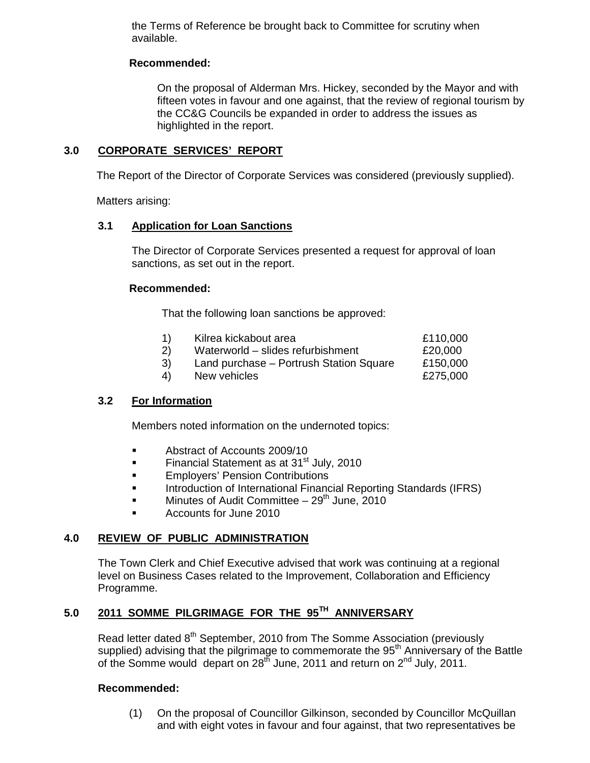the Terms of Reference be brought back to Committee for scrutiny when available.

**Recommended:**

On the proposal of Alderman Mrs. Hickey, seconded by the Mayor and with fifteen votes in favour and one against, that the review of regional tourism by the CC&G Councils be expanded in order to address the issues as highlighted in the report.

## 3.0 CORPORATE SERVICES' REPORT

The Report of the Director of Corporate Services was considered (previously supplied).

Matters arising:

### 3.1 Application for Loan Sanctions

The Director of Corporate Services presented a request for approval of loan sanctions, as set out in the report.

**Recommended:**

That the following loan sanctions be approved:

| | | |
|---|---|---|
| 1) | Kilrea kickabout area | £110,000 |
| 2) | Waterworld – slides refurbishment | £20,000 |
| 3) | Land purchase – Portrush Station Square | £150,000 |
| 4) | New vehicles | £275,000 |

### 3.2 For Information

Members noted information on the undernoted topics:

- Abstract of Accounts 2009/10
- Financial Statement as at 31st July, 2010
- Employers' Pension Contributions
- Introduction of International Financial Reporting Standards (IFRS)
- Minutes of Audit Committee – 29th June, 2010
- Accounts for June 2010

## 4.0 REVIEW OF PUBLIC ADMINISTRATION

The Town Clerk and Chief Executive advised that work was continuing at a regional level on Business Cases related to the Improvement, Collaboration and Efficiency Programme.

## 5.0 2011 SOMME PILGRIMAGE FOR THE 95TH ANNIVERSARY

Read letter dated 8th September, 2010 from The Somme Association (previously supplied) advising that the pilgrimage to commemorate the 95th Anniversary of the Battle of the Somme would depart on 28th June, 2011 and return on 2nd July, 2011.

**Recommended:**

(1) On the proposal of Councillor Gilkinson, seconded by Councillor McQuillan and with eight votes in favour and four against, that two representatives be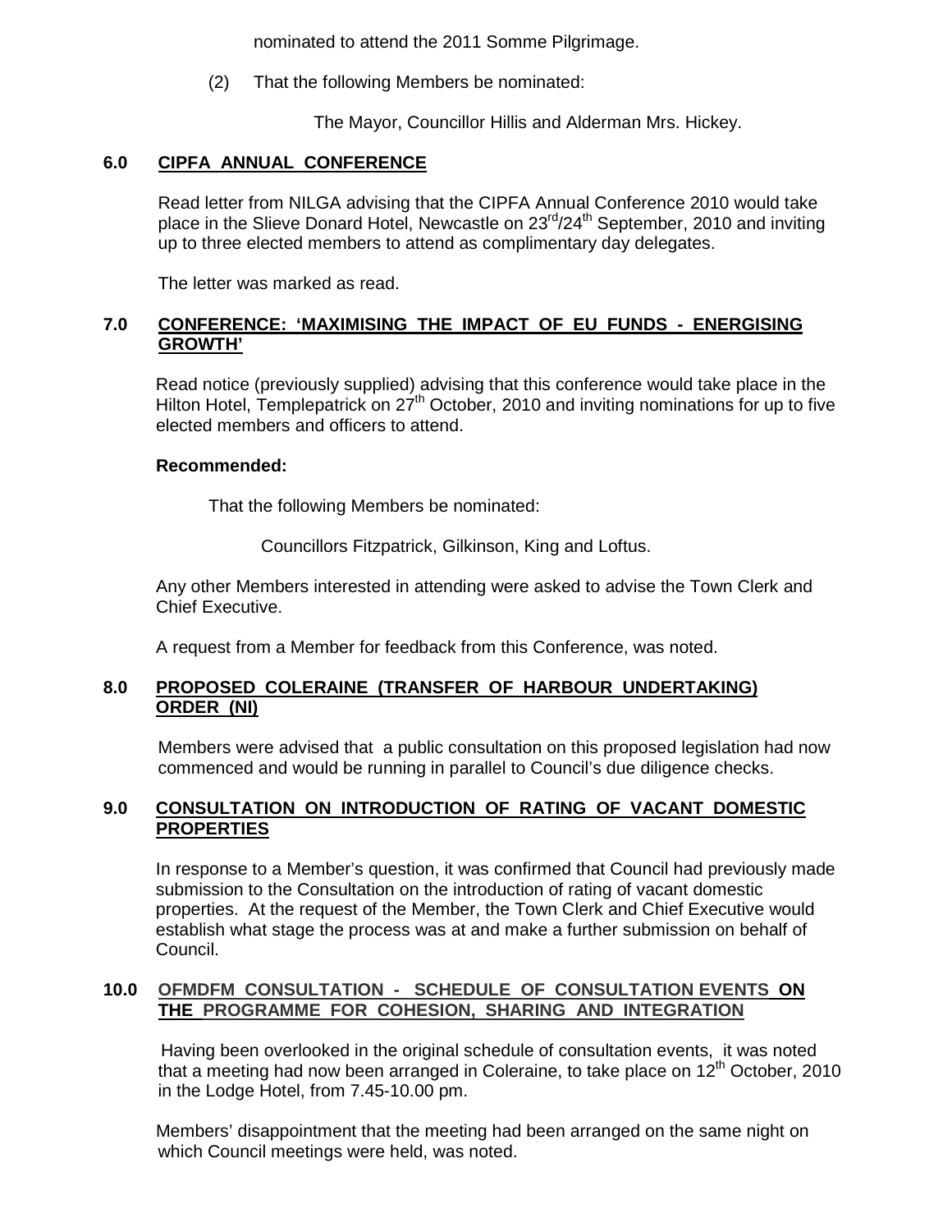nominated to attend the 2011 Somme Pilgrimage.

(2) That the following Members be nominated:

The Mayor, Councillor Hillis and Alderman Mrs. Hickey.

## 6.0 CIPFA ANNUAL CONFERENCE

Read letter from NILGA advising that the CIPFA Annual Conference 2010 would take place in the Slieve Donard Hotel, Newcastle on 23rd/24th September, 2010 and inviting up to three elected members to attend as complimentary day delegates.

The letter was marked as read.

## 7.0 CONFERENCE: 'MAXIMISING THE IMPACT OF EU FUNDS - ENERGISING GROWTH'

Read notice (previously supplied) advising that this conference would take place in the Hilton Hotel, Templepatrick on 27th October, 2010 and inviting nominations for up to five elected members and officers to attend.

**Recommended:**

That the following Members be nominated:

Councillors Fitzpatrick, Gilkinson, King and Loftus.

Any other Members interested in attending were asked to advise the Town Clerk and Chief Executive.

A request from a Member for feedback from this Conference, was noted.

## 8.0 PROPOSED COLERAINE (TRANSFER OF HARBOUR UNDERTAKING) ORDER (NI)

Members were advised that a public consultation on this proposed legislation had now commenced and would be running in parallel to Council's due diligence checks.

## 9.0 CONSULTATION ON INTRODUCTION OF RATING OF VACANT DOMESTIC PROPERTIES

In response to a Member's question, it was confirmed that Council had previously made submission to the Consultation on the introduction of rating of vacant domestic properties. At the request of the Member, the Town Clerk and Chief Executive would establish what stage the process was at and make a further submission on behalf of Council.

## 10.0 OFMDFM CONSULTATION - SCHEDULE OF CONSULTATION EVENTS ON THE PROGRAMME FOR COHESION, SHARING AND INTEGRATION

Having been overlooked in the original schedule of consultation events, it was noted that a meeting had now been arranged in Coleraine, to take place on 12th October, 2010 in the Lodge Hotel, from 7.45-10.00 pm.

Members' disappointment that the meeting had been arranged on the same night on which Council meetings were held, was noted.